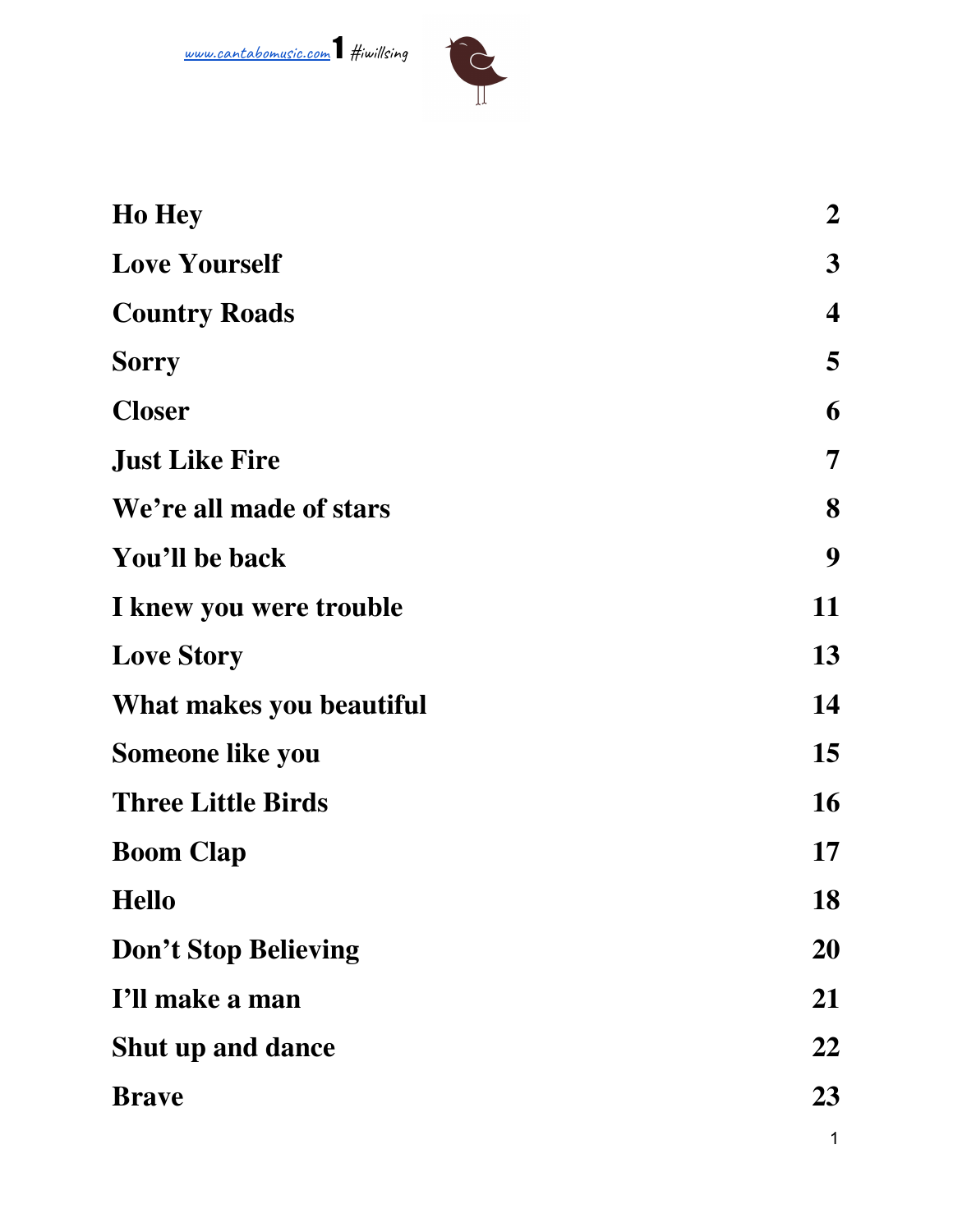www.cantabomusic.com 1 #iwillsing

| | |
|---|---|
| **Ho Hey** | **2** |
| **Love Yourself** | **3** |
| **Country Roads** | **4** |
| **Sorry** | **5** |
| **Closer** | **6** |
| **Just Like Fire** | **7** |
| **We're all made of stars** | **8** |
| **You'll be back** | **9** |
| **I knew you were trouble** | **11** |
| **Love Story** | **13** |
| **What makes you beautiful** | **14** |
| **Someone like you** | **15** |
| **Three Little Birds** | **16** |
| **Boom Clap** | **17** |
| **Hello** | **18** |
| **Don't Stop Believing** | **20** |
| **I'll make a man** | **21** |
| **Shut up and dance** | **22** |
| **Brave** | **23** |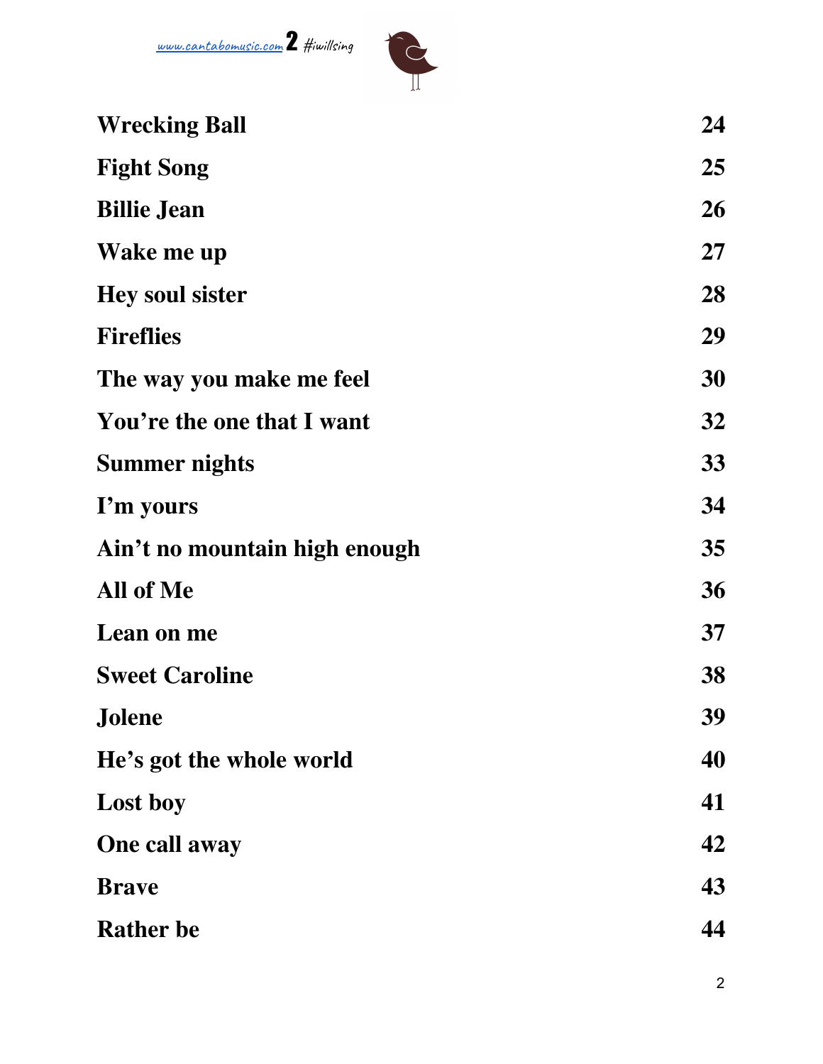| | |
|---|---|
| **Wrecking Ball** | **24** |
| **Fight Song** | **25** |
| **Billie Jean** | **26** |
| **Wake me up** | **27** |
| **Hey soul sister** | **28** |
| **Fireflies** | **29** |
| **The way you make me feel** | **30** |
| **You're the one that I want** | **32** |
| **Summer nights** | **33** |
| **I'm yours** | **34** |
| **Ain't no mountain high enough** | **35** |
| **All of Me** | **36** |
| **Lean on me** | **37** |
| **Sweet Caroline** | **38** |
| **Jolene** | **39** |
| **He's got the whole world** | **40** |
| **Lost boy** | **41** |
| **One call away** | **42** |
| **Brave** | **43** |
| **Rather be** | **44** |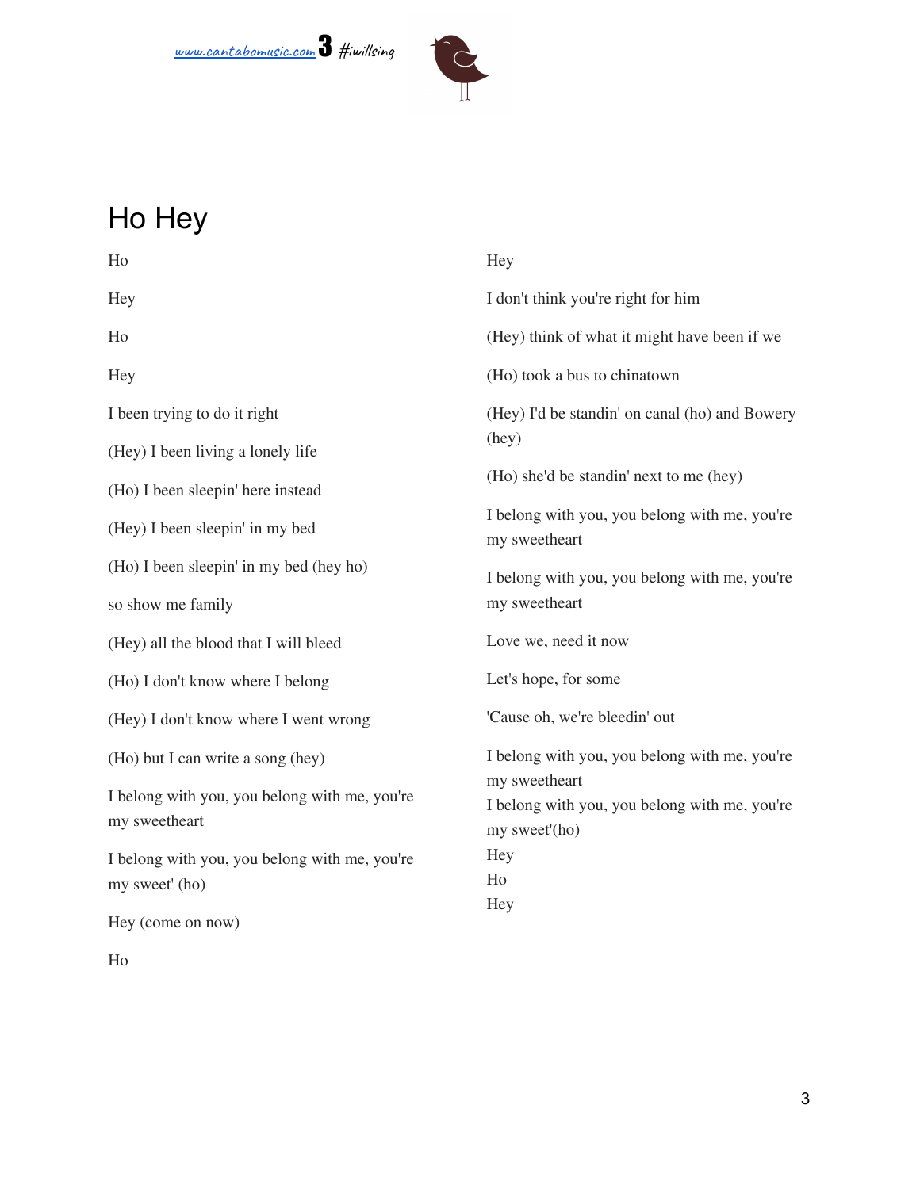# Ho Hey

Ho

Hey

Ho

Hey

I been trying to do it right

(Hey) I been living a lonely life

(Ho) I been sleepin' here instead

(Hey) I been sleepin' in my bed

(Ho) I been sleepin' in my bed (hey ho)

so show me family

(Hey) all the blood that I will bleed

(Ho) I don't know where I belong

(Hey) I don't know where I went wrong

(Ho) but I can write a song (hey)

I belong with you, you belong with me, you're my sweetheart

I belong with you, you belong with me, you're my sweet' (ho)

Hey (come on now)

Ho

Hey

I don't think you're right for him

(Hey) think of what it might have been if we

(Ho) took a bus to chinatown

(Hey) I'd be standin' on canal (ho) and Bowery (hey)

(Ho) she'd be standin' next to me (hey)

I belong with you, you belong with me, you're my sweetheart

I belong with you, you belong with me, you're my sweetheart

Love we, need it now

Let's hope, for some

'Cause oh, we're bleedin' out

I belong with you, you belong with me, you're my sweetheart
I belong with you, you belong with me, you're my sweet'(ho)
Hey
Ho
Hey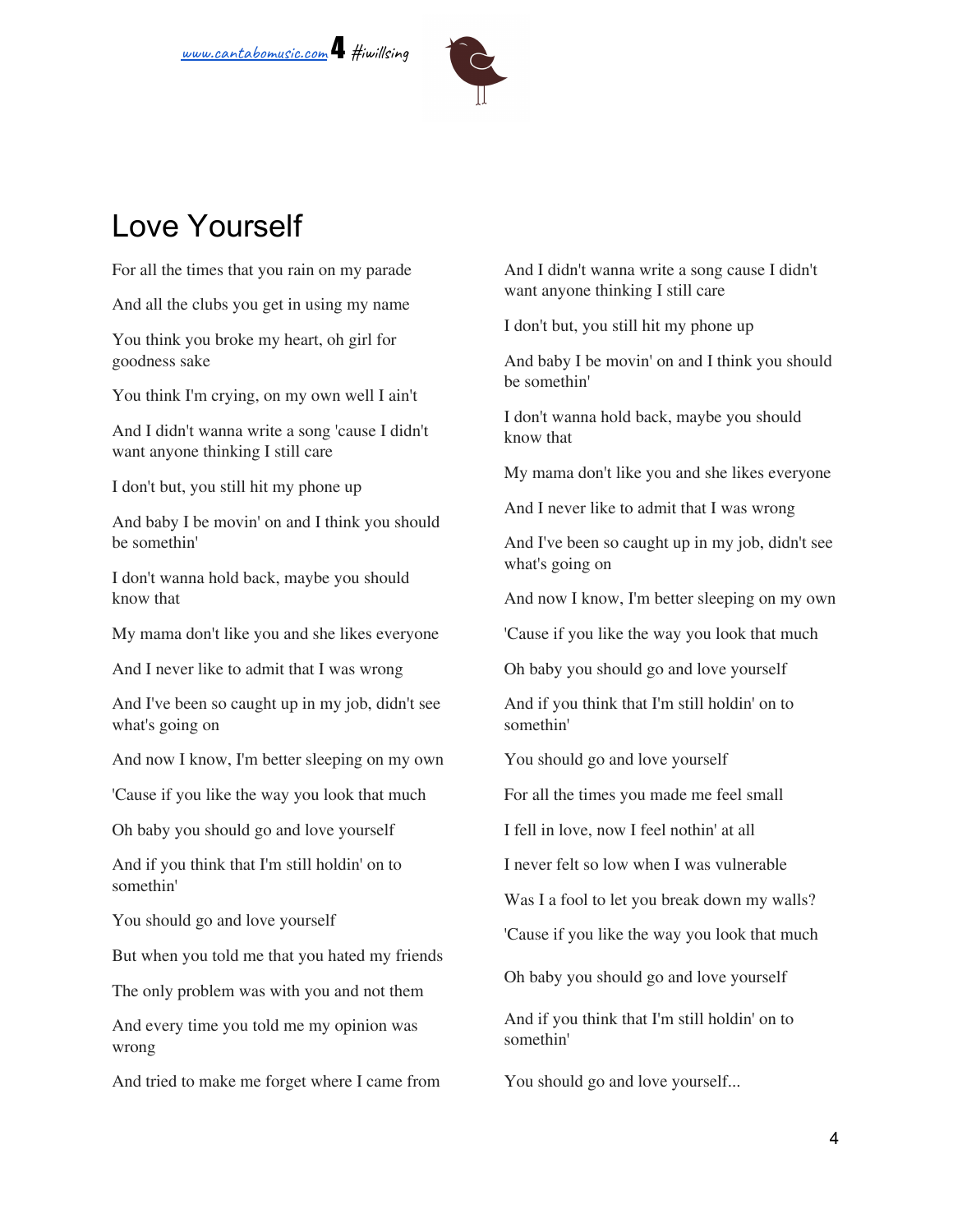# Love Yourself

For all the times that you rain on my parade

And all the clubs you get in using my name

You think you broke my heart, oh girl for goodness sake

You think I'm crying, on my own well I ain't

And I didn't wanna write a song 'cause I didn't want anyone thinking I still care

I don't but, you still hit my phone up

And baby I be movin' on and I think you should be somethin'

I don't wanna hold back, maybe you should know that

My mama don't like you and she likes everyone

And I never like to admit that I was wrong

And I've been so caught up in my job, didn't see what's going on

And now I know, I'm better sleeping on my own

'Cause if you like the way you look that much

Oh baby you should go and love yourself

And if you think that I'm still holdin' on to somethin'

You should go and love yourself

But when you told me that you hated my friends

The only problem was with you and not them

And every time you told me my opinion was wrong

And tried to make me forget where I came from

And I didn't wanna write a song cause I didn't want anyone thinking I still care

I don't but, you still hit my phone up

And baby I be movin' on and I think you should be somethin'

I don't wanna hold back, maybe you should know that

My mama don't like you and she likes everyone

And I never like to admit that I was wrong

And I've been so caught up in my job, didn't see what's going on

And now I know, I'm better sleeping on my own

'Cause if you like the way you look that much

Oh baby you should go and love yourself

And if you think that I'm still holdin' on to somethin'

You should go and love yourself

For all the times you made me feel small

I fell in love, now I feel nothin' at all

I never felt so low when I was vulnerable

Was I a fool to let you break down my walls?

'Cause if you like the way you look that much

Oh baby you should go and love yourself

And if you think that I'm still holdin' on to somethin'

You should go and love yourself...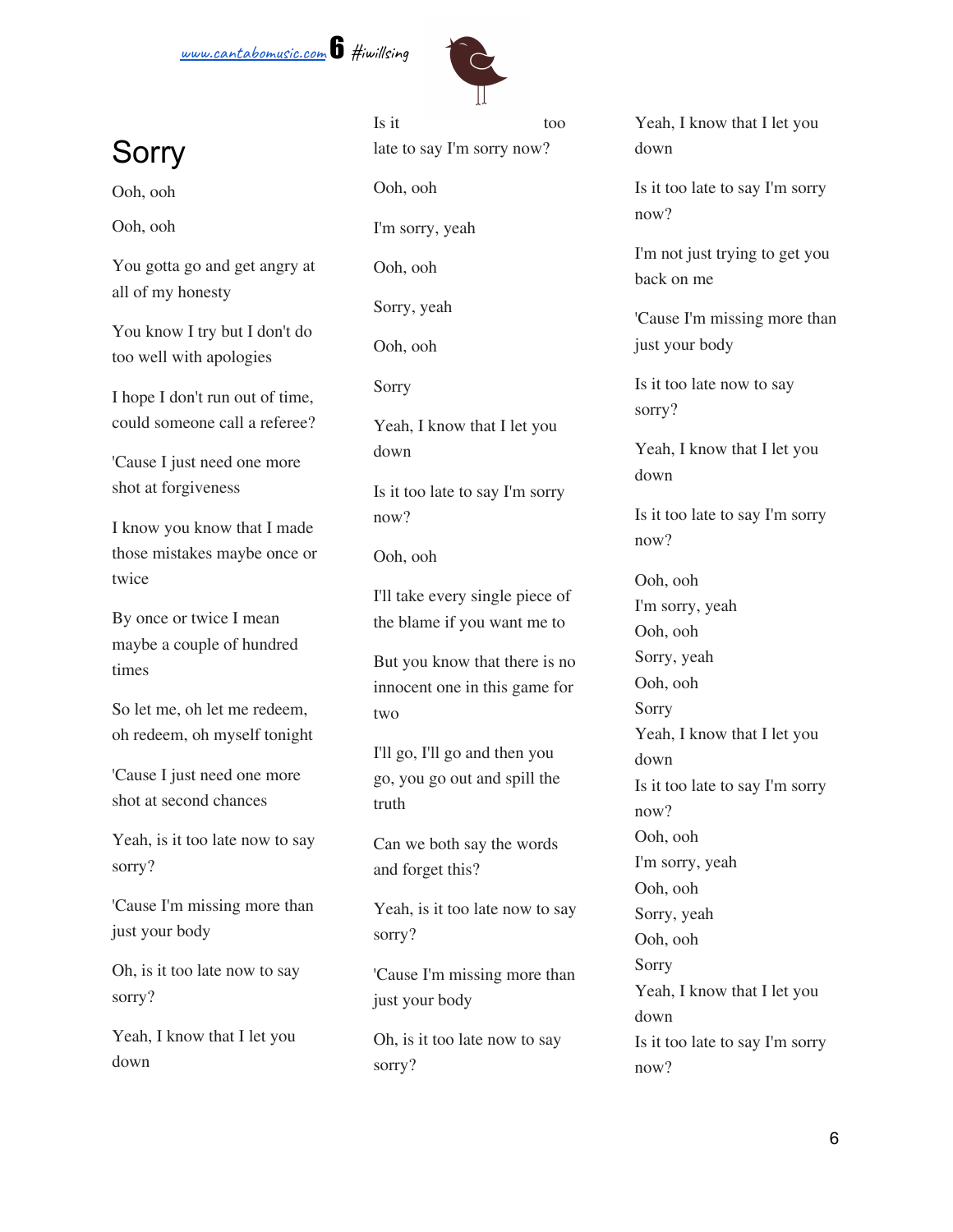# Sorry

Ooh, ooh

Ooh, ooh

You gotta go and get angry at all of my honesty

You know I try but I don't do too well with apologies

I hope I don't run out of time, could someone call a referee?

'Cause I just need one more shot at forgiveness

I know you know that I made those mistakes maybe once or twice

By once or twice I mean maybe a couple of hundred times

So let me, oh let me redeem, oh redeem, oh myself tonight

'Cause I just need one more shot at second chances

Yeah, is it too late now to say sorry?

'Cause I'm missing more than just your body

Oh, is it too late now to say sorry?

Yeah, I know that I let you down

Is it too late to say I'm sorry now?

Ooh, ooh

I'm sorry, yeah

Ooh, ooh

Sorry, yeah

Ooh, ooh

Sorry

Yeah, I know that I let you down

Is it too late to say I'm sorry now?

Ooh, ooh

I'll take every single piece of the blame if you want me to

But you know that there is no innocent one in this game for two

I'll go, I'll go and then you go, you go out and spill the truth

Can we both say the words and forget this?

Yeah, is it too late now to say sorry?

'Cause I'm missing more than just your body

Oh, is it too late now to say sorry?

Yeah, I know that I let you down

Is it too late to say I'm sorry now?

I'm not just trying to get you back on me

'Cause I'm missing more than just your body

Is it too late now to say sorry?

Yeah, I know that I let you down

Is it too late to say I'm sorry now?

Ooh, ooh  
I'm sorry, yeah  
Ooh, ooh  
Sorry, yeah  
Ooh, ooh  
Sorry  
Yeah, I know that I let you down  
Is it too late to say I'm sorry now?  
Ooh, ooh  
I'm sorry, yeah  
Ooh, ooh  
Sorry, yeah  
Ooh, ooh  
Sorry  
Yeah, I know that I let you down  
Is it too late to say I'm sorry now?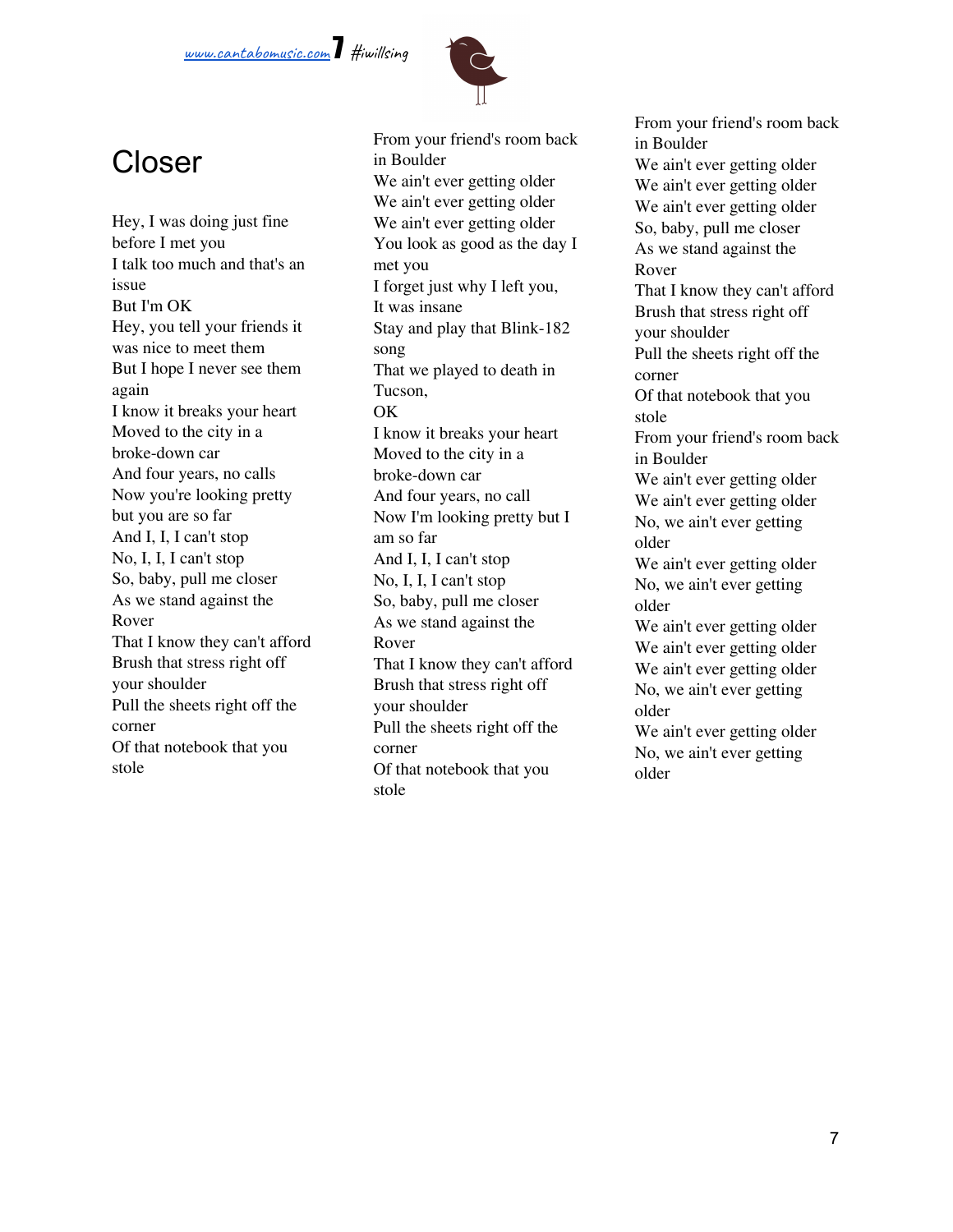# Closer

Hey, I was doing just fine before I met you
I talk too much and that's an issue
But I'm OK
Hey, you tell your friends it was nice to meet them
But I hope I never see them again
I know it breaks your heart
Moved to the city in a broke-down car
And four years, no calls
Now you're looking pretty but you are so far
And I, I, I can't stop
No, I, I, I can't stop
So, baby, pull me closer
As we stand against the Rover
That I know they can't afford
Brush that stress right off your shoulder
Pull the sheets right off the corner
Of that notebook that you stole
From your friend's room back in Boulder
We ain't ever getting older
We ain't ever getting older
We ain't ever getting older
You look as good as the day I met you
I forget just why I left you,
It was insane
Stay and play that Blink-182 song
That we played to death in Tucson,
OK
I know it breaks your heart
Moved to the city in a broke-down car
And four years, no call
Now I'm looking pretty but I am so far
And I, I, I can't stop
No, I, I, I can't stop
So, baby, pull me closer
As we stand against the Rover
That I know they can't afford
Brush that stress right off your shoulder
Pull the sheets right off the corner
Of that notebook that you stole
From your friend's room back in Boulder
We ain't ever getting older
We ain't ever getting older
We ain't ever getting older
So, baby, pull me closer
As we stand against the Rover
That I know they can't afford
Brush that stress right off your shoulder
Pull the sheets right off the corner
Of that notebook that you stole
From your friend's room back in Boulder
We ain't ever getting older
We ain't ever getting older
No, we ain't ever getting older
We ain't ever getting older
No, we ain't ever getting older
We ain't ever getting older
We ain't ever getting older
We ain't ever getting older
No, we ain't ever getting older
We ain't ever getting older
No, we ain't ever getting older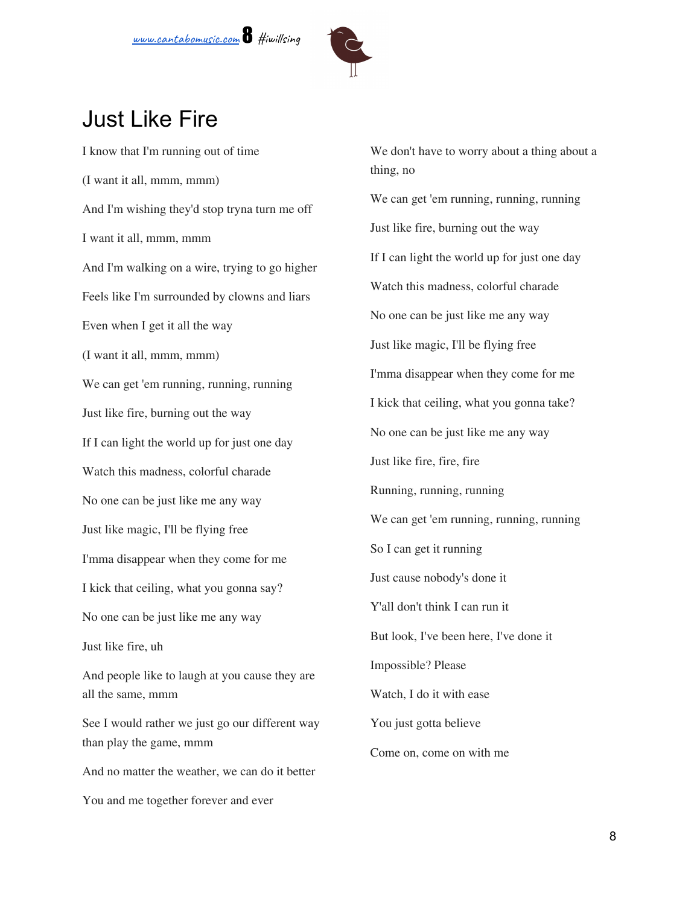# Just Like Fire

I know that I'm running out of time

(I want it all, mmm, mmm)

And I'm wishing they'd stop tryna turn me off

I want it all, mmm, mmm

And I'm walking on a wire, trying to go higher

Feels like I'm surrounded by clowns and liars

Even when I get it all the way

(I want it all, mmm, mmm)

We can get 'em running, running, running

Just like fire, burning out the way

If I can light the world up for just one day

Watch this madness, colorful charade

No one can be just like me any way

Just like magic, I'll be flying free

I'mma disappear when they come for me

I kick that ceiling, what you gonna say?

No one can be just like me any way

Just like fire, uh

And people like to laugh at you cause they are all the same, mmm

See I would rather we just go our different way than play the game, mmm

And no matter the weather, we can do it better

You and me together forever and ever

We don't have to worry about a thing about a thing, no

We can get 'em running, running, running

Just like fire, burning out the way

If I can light the world up for just one day

Watch this madness, colorful charade

No one can be just like me any way

Just like magic, I'll be flying free

I'mma disappear when they come for me

I kick that ceiling, what you gonna take?

No one can be just like me any way

Just like fire, fire, fire

Running, running, running

We can get 'em running, running, running

So I can get it running

Just cause nobody's done it

Y'all don't think I can run it

But look, I've been here, I've done it

Impossible? Please

Watch, I do it with ease

You just gotta believe

Come on, come on with me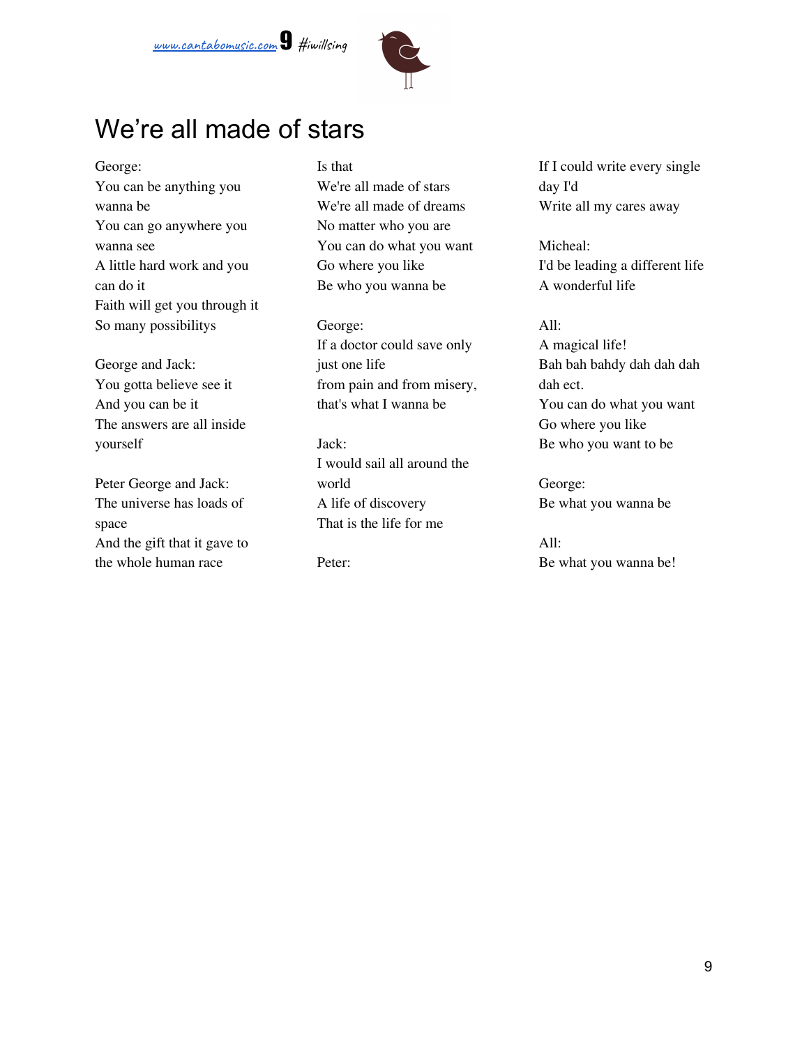# We're all made of stars

George:
You can be anything you wanna be
You can go anywhere you wanna see
A little hard work and you can do it
Faith will get you through it
So many possibilitys

George and Jack:
You gotta believe see it
And you can be it
The answers are all inside yourself

Peter George and Jack:
The universe has loads of space
And the gift that it gave to the whole human race
Is that
We're all made of stars
We're all made of dreams
No matter who you are
You can do what you want
Go where you like
Be who you wanna be

George:
If a doctor could save only just one life
from pain and from misery,
that's what I wanna be

Jack:
I would sail all around the world
A life of discovery
That is the life for me

Peter:
If I could write every single day I'd
Write all my cares away

Micheal:
I'd be leading a different life
A wonderful life

All:
A magical life!
Bah bah bahdy dah dah dah dah ect.
You can do what you want
Go where you like
Be who you want to be

George:
Be what you wanna be

All:
Be what you wanna be!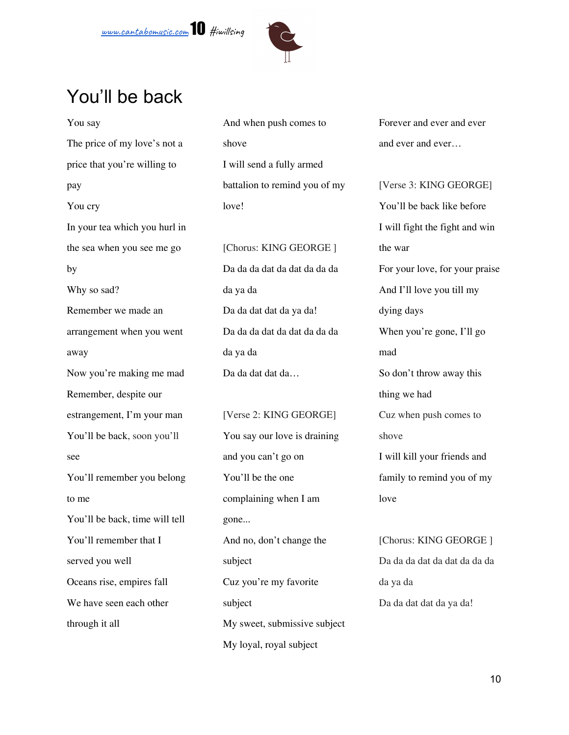# You'll be back

You say
The price of my love's not a price that you're willing to pay
You cry
In your tea which you hurl in the sea when you see me go by
Why so sad?
Remember we made an arrangement when you went away
Now you're making me mad
Remember, despite our estrangement, I'm your man
You'll be back, soon you'll see
You'll remember you belong to me
You'll be back, time will tell
You'll remember that I served you well
Oceans rise, empires fall
We have seen each other through it all
And when push comes to shove
I will send a fully armed battalion to remind you of my love!

[Chorus: KING GEORGE ]
Da da da dat da dat da da da da ya da
Da da dat dat da ya da!
Da da da dat da dat da da da da ya da
Da da dat dat da…

[Verse 2: KING GEORGE]
You say our love is draining and you can't go on
You'll be the one complaining when I am gone...
And no, don't change the subject
Cuz you're my favorite subject
My sweet, submissive subject
My loyal, royal subject
Forever and ever and ever and ever and ever…

[Verse 3: KING GEORGE]
You'll be back like before
I will fight the fight and win the war
For your love, for your praise
And I'll love you till my dying days
When you're gone, I'll go mad
So don't throw away this thing we had
Cuz when push comes to shove
I will kill your friends and family to remind you of my love

[Chorus: KING GEORGE ]
Da da da dat da dat da da da da ya da
Da da dat dat da ya da!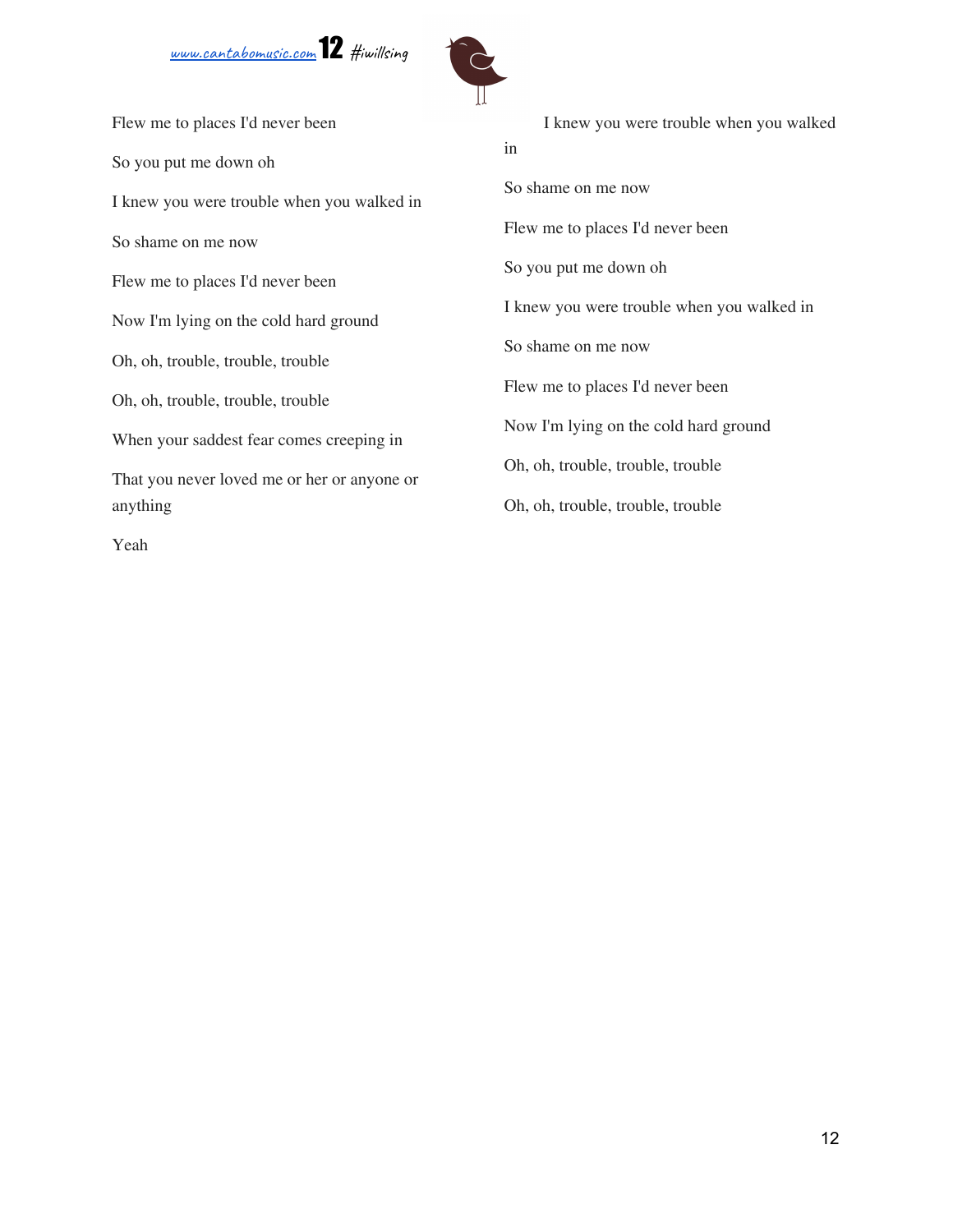Flew me to places I'd never been

So you put me down oh

I knew you were trouble when you walked in

So shame on me now

Flew me to places I'd never been

Now I'm lying on the cold hard ground

Oh, oh, trouble, trouble, trouble

Oh, oh, trouble, trouble, trouble

When your saddest fear comes creeping in

That you never loved me or her or anyone or anything

Yeah

I knew you were trouble when you walked in

So shame on me now

Flew me to places I'd never been

So you put me down oh

I knew you were trouble when you walked in

So shame on me now

Flew me to places I'd never been

Now I'm lying on the cold hard ground

Oh, oh, trouble, trouble, trouble

Oh, oh, trouble, trouble, trouble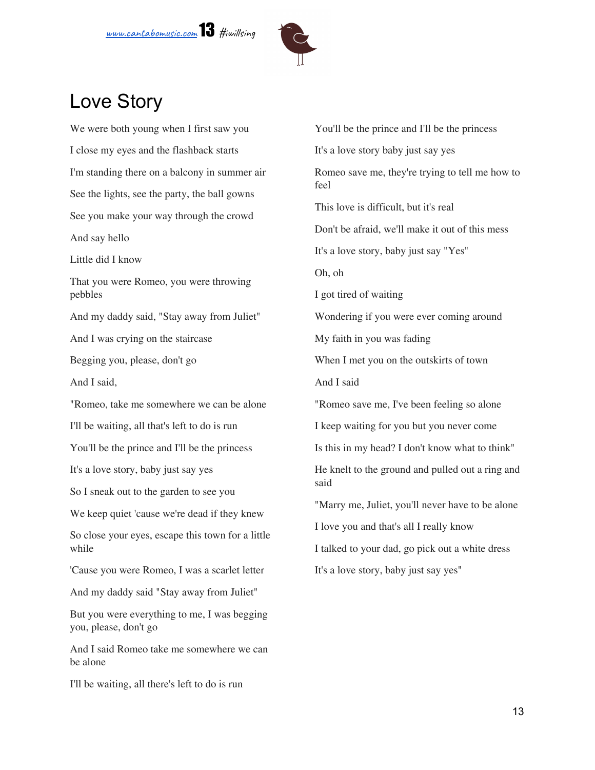# Love Story

We were both young when I first saw you

I close my eyes and the flashback starts

I'm standing there on a balcony in summer air

See the lights, see the party, the ball gowns

See you make your way through the crowd

And say hello

Little did I know

That you were Romeo, you were throwing pebbles

And my daddy said, "Stay away from Juliet"

And I was crying on the staircase

Begging you, please, don't go

And I said,

"Romeo, take me somewhere we can be alone

I'll be waiting, all that's left to do is run

You'll be the prince and I'll be the princess

It's a love story, baby just say yes

So I sneak out to the garden to see you

We keep quiet 'cause we're dead if they knew

So close your eyes, escape this town for a little while

'Cause you were Romeo, I was a scarlet letter

And my daddy said "Stay away from Juliet"

But you were everything to me, I was begging you, please, don't go

And I said Romeo take me somewhere we can be alone

I'll be waiting, all there's left to do is run

You'll be the prince and I'll be the princess

It's a love story baby just say yes

Romeo save me, they're trying to tell me how to feel

This love is difficult, but it's real

Don't be afraid, we'll make it out of this mess

It's a love story, baby just say "Yes"

Oh, oh

I got tired of waiting

Wondering if you were ever coming around

My faith in you was fading

When I met you on the outskirts of town

And I said

"Romeo save me, I've been feeling so alone

I keep waiting for you but you never come

Is this in my head? I don't know what to think"

He knelt to the ground and pulled out a ring and said

"Marry me, Juliet, you'll never have to be alone

I love you and that's all I really know

I talked to your dad, go pick out a white dress

It's a love story, baby just say yes"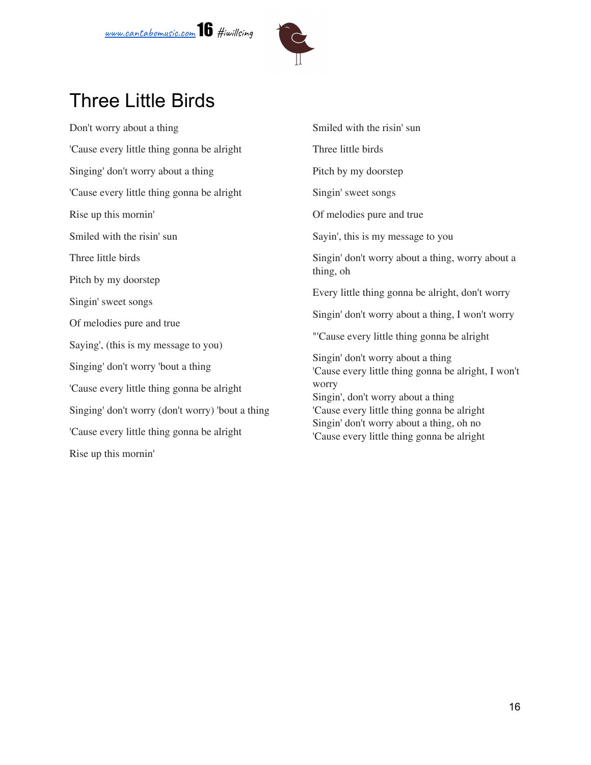# Three Little Birds

Don't worry about a thing

'Cause every little thing gonna be alright

Singing' don't worry about a thing

'Cause every little thing gonna be alright

Rise up this mornin'

Smiled with the risin' sun

Three little birds

Pitch by my doorstep

Singin' sweet songs

Of melodies pure and true

Saying', (this is my message to you)

Singing' don't worry 'bout a thing

'Cause every little thing gonna be alright

Singing' don't worry (don't worry) 'bout a thing

'Cause every little thing gonna be alright

Rise up this mornin'

Smiled with the risin' sun

Three little birds

Pitch by my doorstep

Singin' sweet songs

Of melodies pure and true

Sayin', this is my message to you

Singin' don't worry about a thing, worry about a thing, oh

Every little thing gonna be alright, don't worry

Singin' don't worry about a thing, I won't worry

"'Cause every little thing gonna be alright

Singin' don't worry about a thing
'Cause every little thing gonna be alright, I won't worry
Singin', don't worry about a thing
'Cause every little thing gonna be alright
Singin' don't worry about a thing, oh no
'Cause every little thing gonna be alright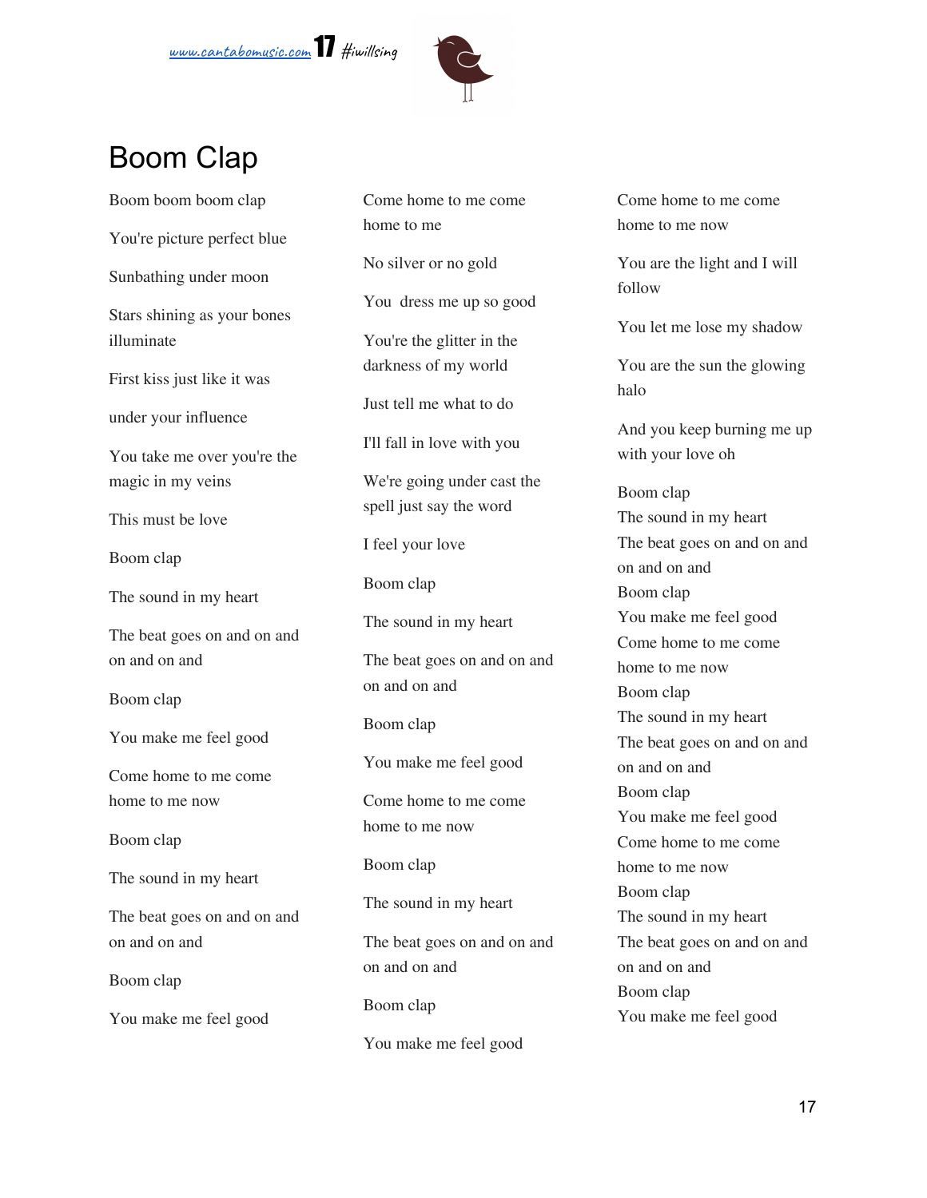# Boom Clap

Boom boom boom clap

You're picture perfect blue

Sunbathing under moon

Stars shining as your bones illuminate

First kiss just like it was

under your influence

You take me over you're the magic in my veins

This must be love

Boom clap

The sound in my heart

The beat goes on and on and on and on and

Boom clap

You make me feel good

Come home to me come home to me now

Boom clap

The sound in my heart

The beat goes on and on and on and on and

Boom clap

You make me feel good

Come home to me come home to me

No silver or no gold

You  dress me up so good

You're the glitter in the darkness of my world

Just tell me what to do

I'll fall in love with you

We're going under cast the spell just say the word

I feel your love

Boom clap

The sound in my heart

The beat goes on and on and on and on and

Boom clap

You make me feel good

Come home to me come home to me now

Boom clap

The sound in my heart

The beat goes on and on and on and on and

Boom clap

You make me feel good

Come home to me come home to me now

You are the light and I will follow

You let me lose my shadow

You are the sun the glowing halo

And you keep burning me up with your love oh

Boom clap
The sound in my heart
The beat goes on and on and on and on and
Boom clap
You make me feel good
Come home to me come home to me now
Boom clap
The sound in my heart
The beat goes on and on and on and on and
Boom clap
You make me feel good
Come home to me come home to me now
Boom clap
The sound in my heart
The beat goes on and on and on and on and
Boom clap
You make me feel good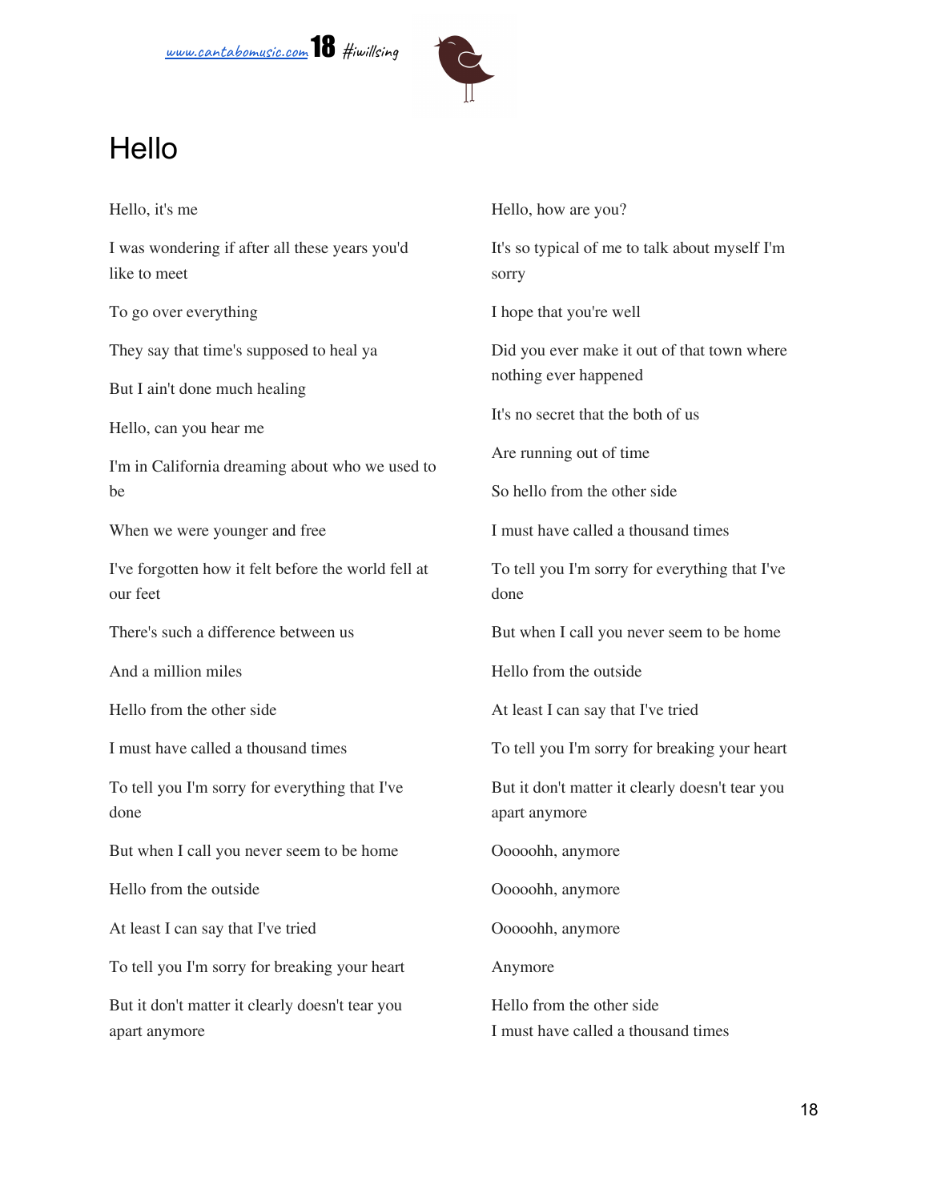# Hello

Hello, it's me

I was wondering if after all these years you'd like to meet

To go over everything

They say that time's supposed to heal ya

But I ain't done much healing

Hello, can you hear me

I'm in California dreaming about who we used to be

When we were younger and free

I've forgotten how it felt before the world fell at our feet

There's such a difference between us

And a million miles

Hello from the other side

I must have called a thousand times

To tell you I'm sorry for everything that I've done

But when I call you never seem to be home

Hello from the outside

At least I can say that I've tried

To tell you I'm sorry for breaking your heart

But it don't matter it clearly doesn't tear you apart anymore

Hello, how are you?

It's so typical of me to talk about myself I'm sorry

I hope that you're well

Did you ever make it out of that town where nothing ever happened

It's no secret that the both of us

Are running out of time

So hello from the other side

I must have called a thousand times

To tell you I'm sorry for everything that I've done

But when I call you never seem to be home

Hello from the outside

At least I can say that I've tried

To tell you I'm sorry for breaking your heart

But it don't matter it clearly doesn't tear you apart anymore

Ooooohh, anymore

Ooooohh, anymore

Ooooohh, anymore

Anymore

Hello from the other side
I must have called a thousand times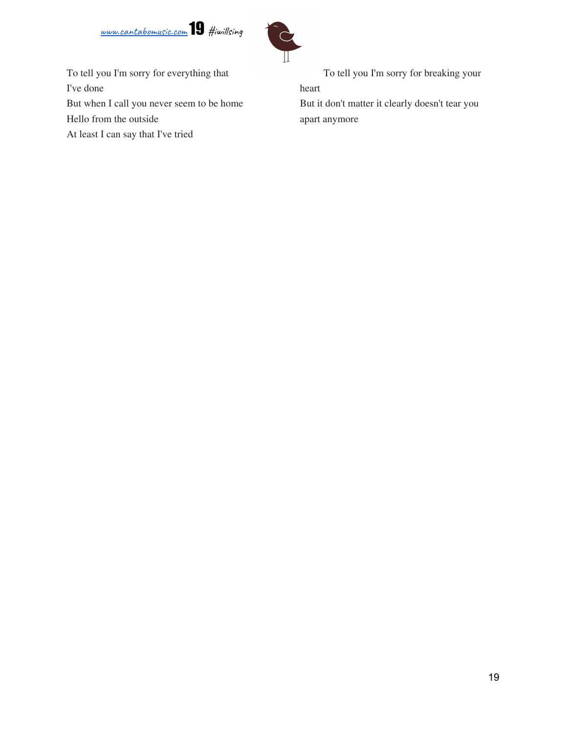To tell you I'm sorry for everything that I've done

But when I call you never seem to be home

Hello from the outside

At least I can say that I've tried

To tell you I'm sorry for breaking your heart

But it don't matter it clearly doesn't tear you apart anymore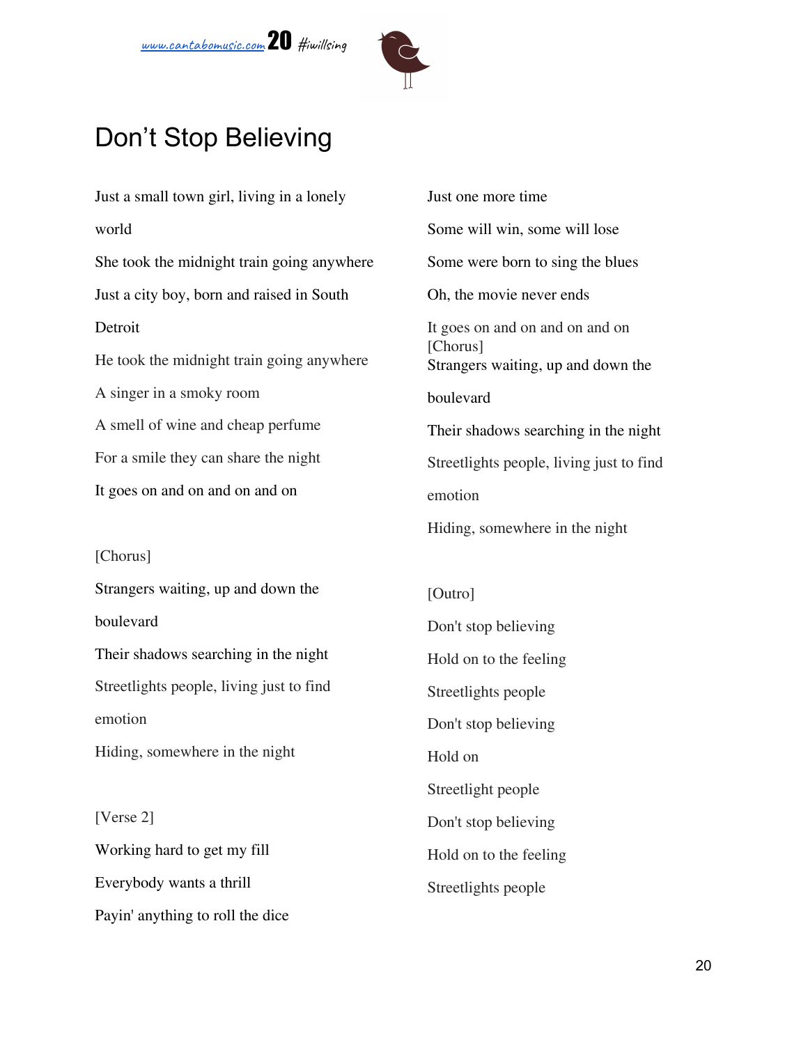# Don’t Stop Believing

Just a small town girl, living in a lonely world

She took the midnight train going anywhere

Just a city boy, born and raised in South Detroit

He took the midnight train going anywhere

A singer in a smoky room

A smell of wine and cheap perfume

For a smile they can share the night

It goes on and on and on and on

[Chorus]

Strangers waiting, up and down the boulevard

Their shadows searching in the night

Streetlights people, living just to find emotion

Hiding, somewhere in the night

[Verse 2]

Working hard to get my fill

Everybody wants a thrill

Payin' anything to roll the dice

Just one more time

Some will win, some will lose

Some were born to sing the blues

Oh, the movie never ends

It goes on and on and on and on

[Chorus]

Strangers waiting, up and down the boulevard

Their shadows searching in the night

Streetlights people, living just to find emotion

Hiding, somewhere in the night

[Outro]

Don't stop believing

Hold on to the feeling

Streetlights people

Don't stop believing

Hold on

Streetlight people

Don't stop believing

Hold on to the feeling

Streetlights people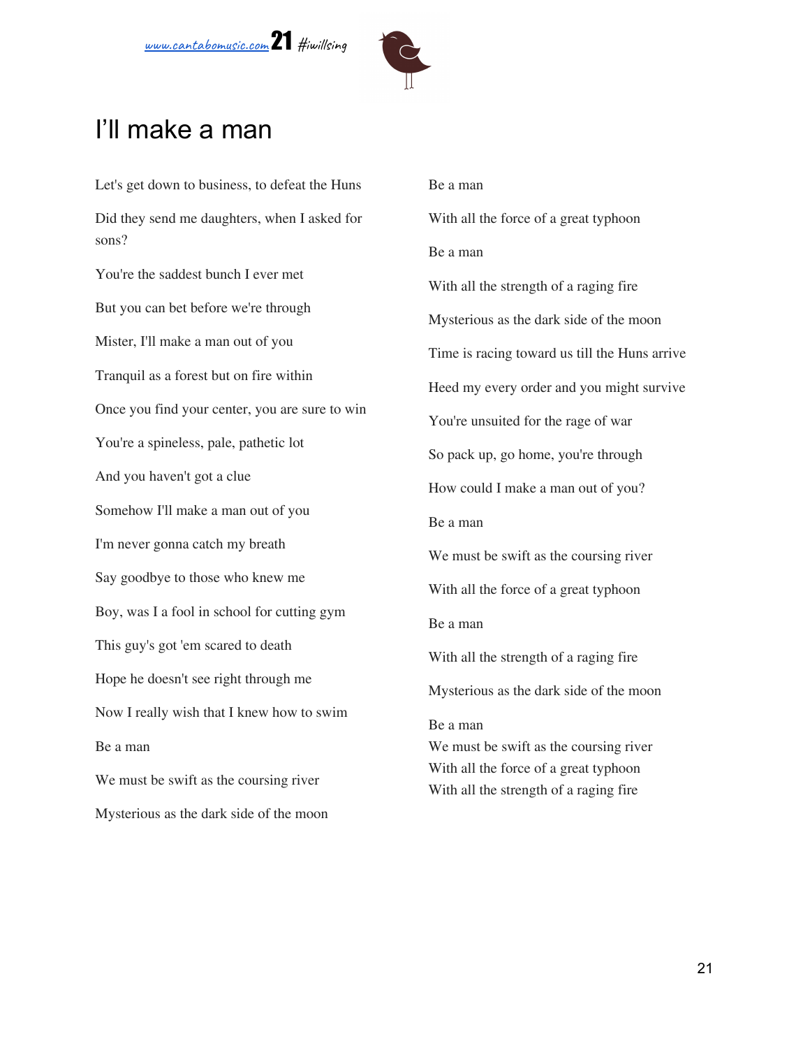# I'll make a man

Let's get down to business, to defeat the Huns

Did they send me daughters, when I asked for sons?

You're the saddest bunch I ever met

But you can bet before we're through

Mister, I'll make a man out of you

Tranquil as a forest but on fire within

Once you find your center, you are sure to win

You're a spineless, pale, pathetic lot

And you haven't got a clue

Somehow I'll make a man out of you

I'm never gonna catch my breath

Say goodbye to those who knew me

Boy, was I a fool in school for cutting gym

This guy's got 'em scared to death

Hope he doesn't see right through me

Now I really wish that I knew how to swim

Be a man

We must be swift as the coursing river

Mysterious as the dark side of the moon

Be a man

With all the force of a great typhoon

Be a man

With all the strength of a raging fire

Mysterious as the dark side of the moon

Time is racing toward us till the Huns arrive

Heed my every order and you might survive

You're unsuited for the rage of war

So pack up, go home, you're through

How could I make a man out of you?

Be a man

We must be swift as the coursing river

With all the force of a great typhoon

Be a man

With all the strength of a raging fire

Mysterious as the dark side of the moon

Be a man
We must be swift as the coursing river
With all the force of a great typhoon
With all the strength of a raging fire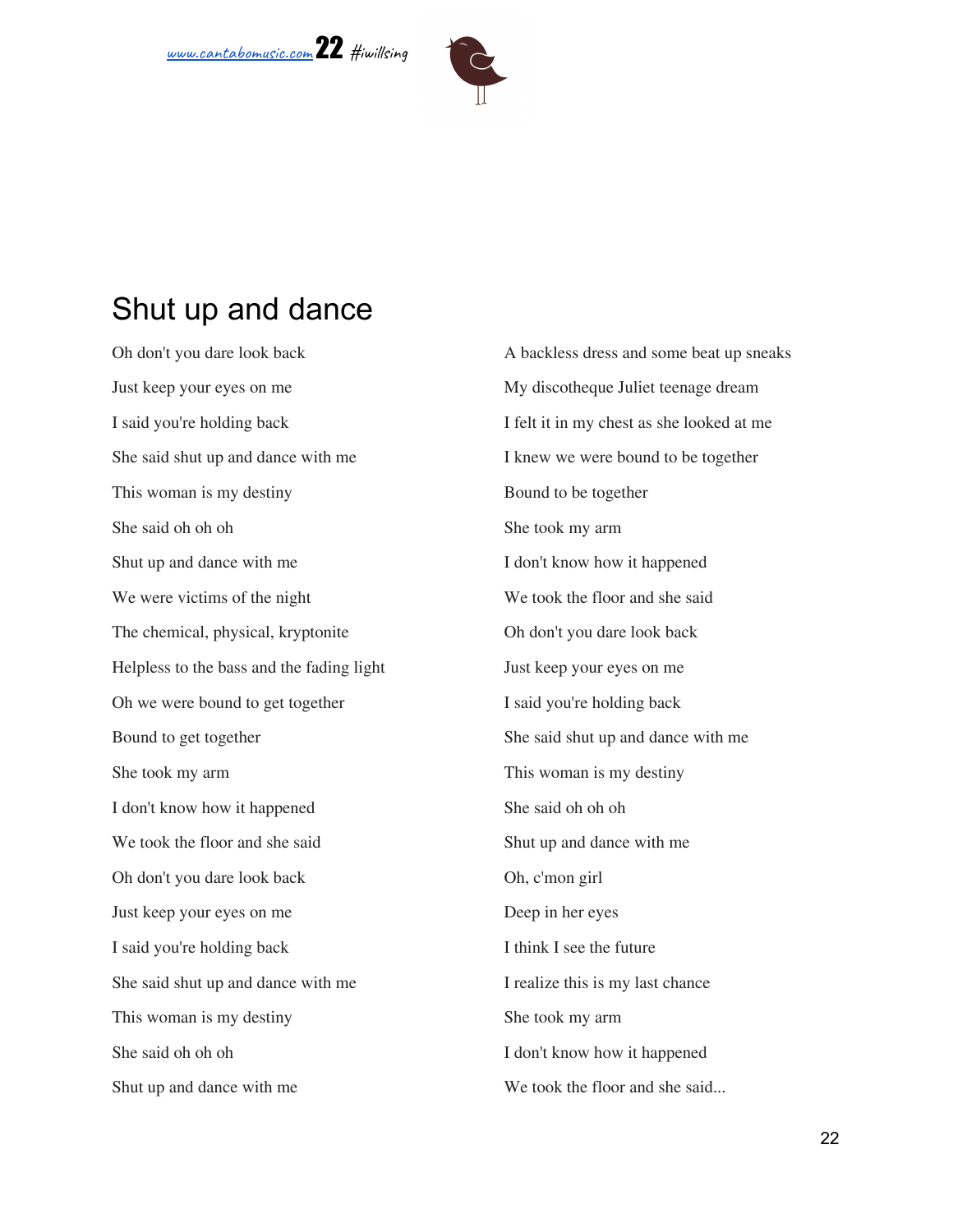# Shut up and dance

Oh don't you dare look back

Just keep your eyes on me

I said you're holding back

She said shut up and dance with me

This woman is my destiny

She said oh oh oh

Shut up and dance with me

We were victims of the night

The chemical, physical, kryptonite

Helpless to the bass and the fading light

Oh we were bound to get together

Bound to get together

She took my arm

I don't know how it happened

We took the floor and she said

Oh don't you dare look back

Just keep your eyes on me

I said you're holding back

She said shut up and dance with me

This woman is my destiny

She said oh oh oh

Shut up and dance with me

A backless dress and some beat up sneaks

My discotheque Juliet teenage dream

I felt it in my chest as she looked at me

I knew we were bound to be together

Bound to be together

She took my arm

I don't know how it happened

We took the floor and she said

Oh don't you dare look back

Just keep your eyes on me

I said you're holding back

She said shut up and dance with me

This woman is my destiny

She said oh oh oh

Shut up and dance with me

Oh, c'mon girl

Deep in her eyes

I think I see the future

I realize this is my last chance

She took my arm

I don't know how it happened

We took the floor and she said...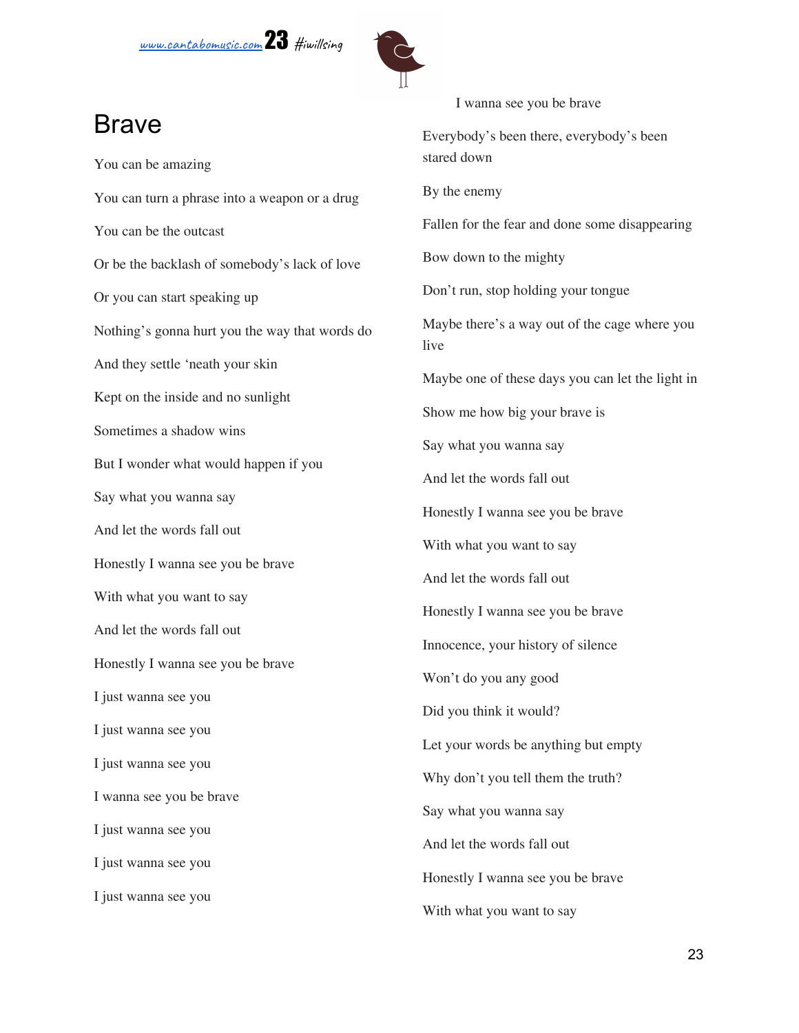# Brave

You can be amazing

You can turn a phrase into a weapon or a drug

You can be the outcast

Or be the backlash of somebody's lack of love

Or you can start speaking up

Nothing's gonna hurt you the way that words do

And they settle 'neath your skin

Kept on the inside and no sunlight

Sometimes a shadow wins

But I wonder what would happen if you

Say what you wanna say

And let the words fall out

Honestly I wanna see you be brave

With what you want to say

And let the words fall out

Honestly I wanna see you be brave

I just wanna see you

I just wanna see you

I just wanna see you

I wanna see you be brave

I just wanna see you

I just wanna see you

I just wanna see you

I wanna see you be brave

Everybody's been there, everybody's been stared down

By the enemy

Fallen for the fear and done some disappearing

Bow down to the mighty

Don't run, stop holding your tongue

Maybe there's a way out of the cage where you live

Maybe one of these days you can let the light in

Show me how big your brave is

Say what you wanna say

And let the words fall out

Honestly I wanna see you be brave

With what you want to say

And let the words fall out

Honestly I wanna see you be brave

Innocence, your history of silence

Won't do you any good

Did you think it would?

Let your words be anything but empty

Why don't you tell them the truth?

Say what you wanna say

And let the words fall out

Honestly I wanna see you be brave

With what you want to say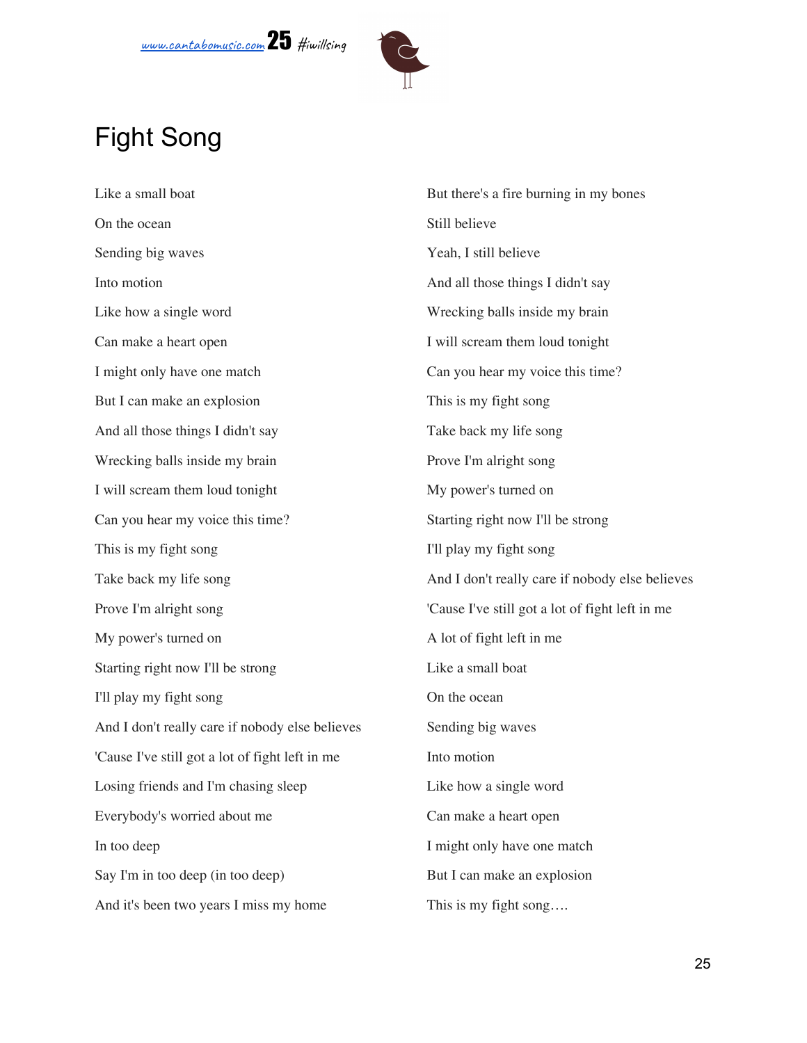# Fight Song

Like a small boat

On the ocean

Sending big waves

Into motion

Like how a single word

Can make a heart open

I might only have one match

But I can make an explosion

And all those things I didn't say

Wrecking balls inside my brain

I will scream them loud tonight

Can you hear my voice this time?

This is my fight song

Take back my life song

Prove I'm alright song

My power's turned on

Starting right now I'll be strong

I'll play my fight song

And I don't really care if nobody else believes

'Cause I've still got a lot of fight left in me

Losing friends and I'm chasing sleep

Everybody's worried about me

In too deep

Say I'm in too deep (in too deep)

And it's been two years I miss my home

But there's a fire burning in my bones

Still believe

Yeah, I still believe

And all those things I didn't say

Wrecking balls inside my brain

I will scream them loud tonight

Can you hear my voice this time?

This is my fight song

Take back my life song

Prove I'm alright song

My power's turned on

Starting right now I'll be strong

I'll play my fight song

And I don't really care if nobody else believes

'Cause I've still got a lot of fight left in me

A lot of fight left in me

Like a small boat

On the ocean

Sending big waves

Into motion

Like how a single word

Can make a heart open

I might only have one match

But I can make an explosion

This is my fight song….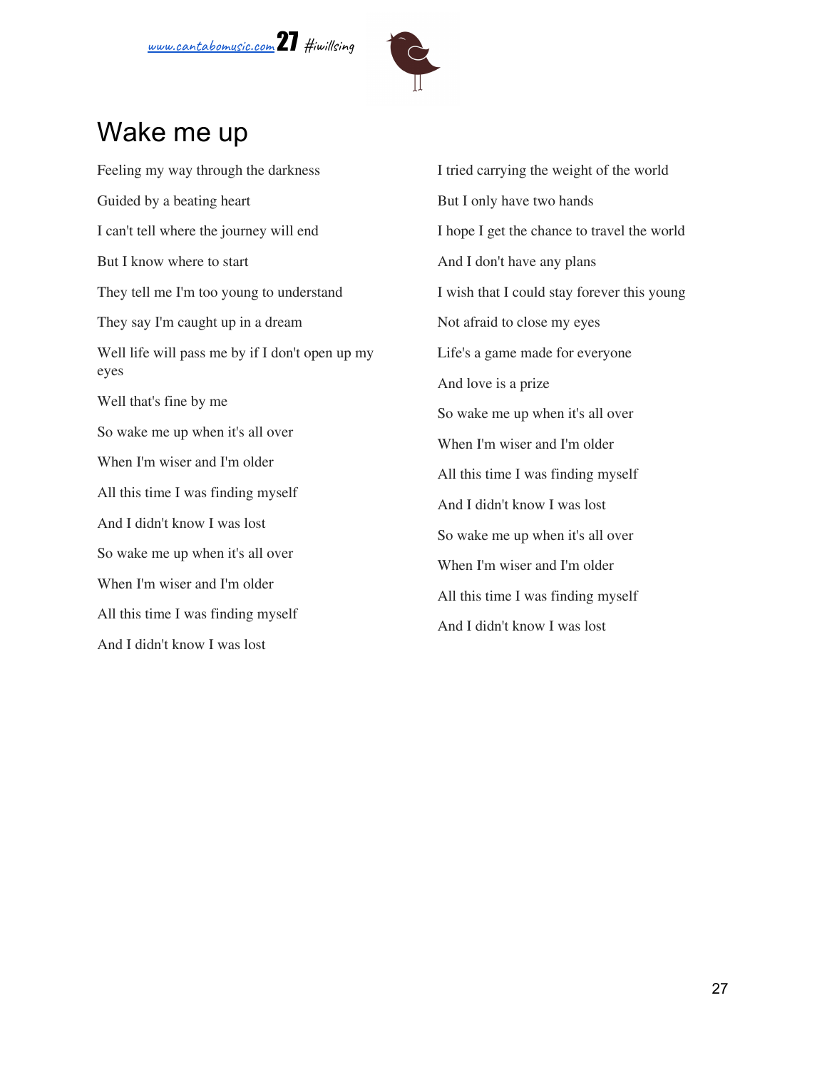# Wake me up

Feeling my way through the darkness

Guided by a beating heart

I can't tell where the journey will end

But I know where to start

They tell me I'm too young to understand

They say I'm caught up in a dream

Well life will pass me by if I don't open up my eyes

Well that's fine by me

So wake me up when it's all over

When I'm wiser and I'm older

All this time I was finding myself

And I didn't know I was lost

So wake me up when it's all over

When I'm wiser and I'm older

All this time I was finding myself

And I didn't know I was lost

I tried carrying the weight of the world

But I only have two hands

I hope I get the chance to travel the world

And I don't have any plans

I wish that I could stay forever this young

Not afraid to close my eyes

Life's a game made for everyone

And love is a prize

So wake me up when it's all over

When I'm wiser and I'm older

All this time I was finding myself

And I didn't know I was lost

So wake me up when it's all over

When I'm wiser and I'm older

All this time I was finding myself

And I didn't know I was lost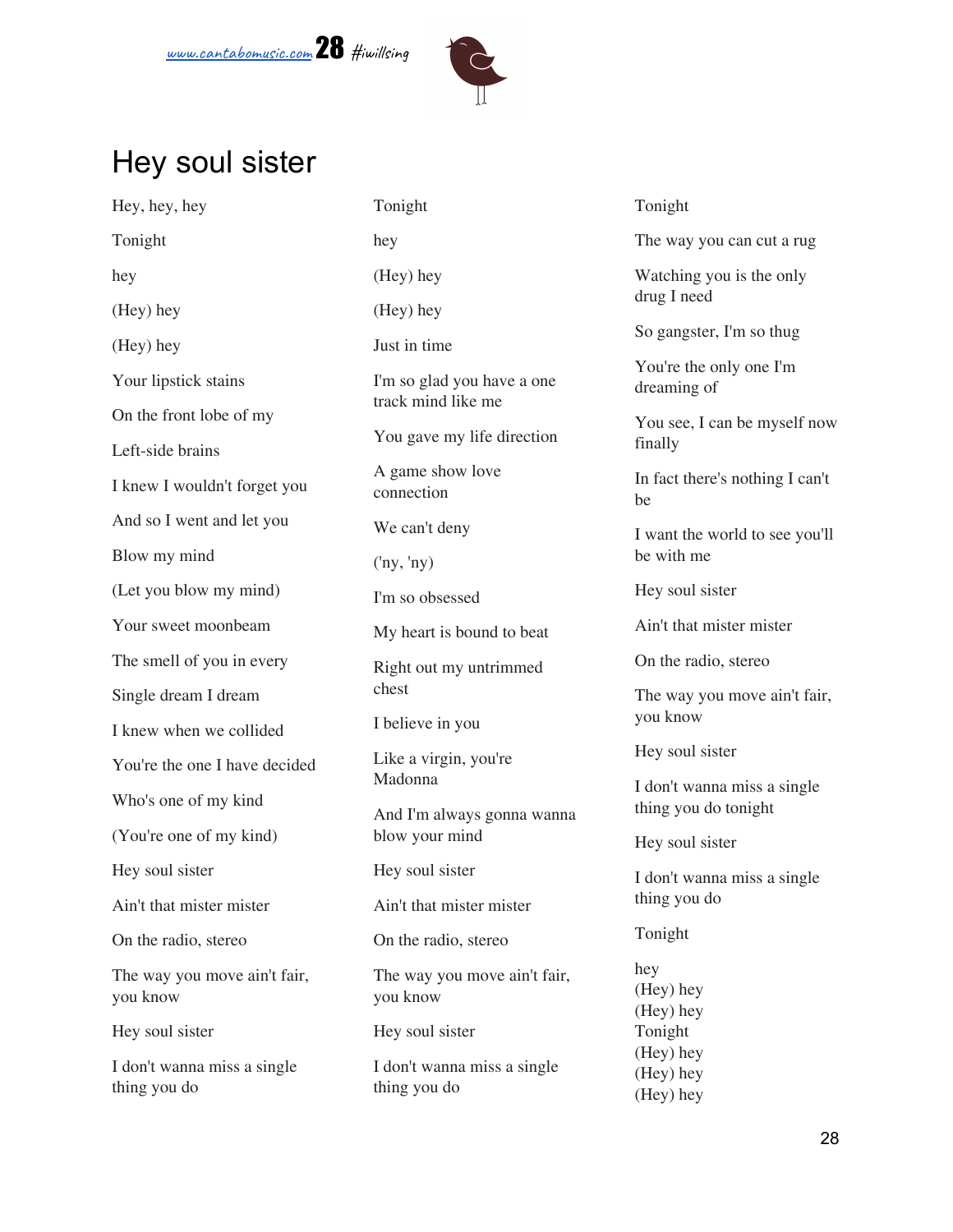# Hey soul sister

Hey, hey, hey

Tonight

hey

(Hey) hey

(Hey) hey

Your lipstick stains

On the front lobe of my

Left-side brains

I knew I wouldn't forget you

And so I went and let you

Blow my mind

(Let you blow my mind)

Your sweet moonbeam

The smell of you in every

Single dream I dream

I knew when we collided

You're the one I have decided

Who's one of my kind

(You're one of my kind)

Hey soul sister

Ain't that mister mister

On the radio, stereo

The way you move ain't fair, you know

Hey soul sister

I don't wanna miss a single thing you do

Tonight

hey

(Hey) hey

(Hey) hey

Just in time

I'm so glad you have a one track mind like me

You gave my life direction

A game show love connection

We can't deny

('ny, 'ny)

I'm so obsessed

My heart is bound to beat

Right out my untrimmed chest

I believe in you

Like a virgin, you're Madonna

And I'm always gonna wanna blow your mind

Hey soul sister

Ain't that mister mister

On the radio, stereo

The way you move ain't fair, you know

Hey soul sister

I don't wanna miss a single thing you do

Tonight

The way you can cut a rug

Watching you is the only drug I need

So gangster, I'm so thug

You're the only one I'm dreaming of

You see, I can be myself now finally

In fact there's nothing I can't be

I want the world to see you'll be with me

Hey soul sister

Ain't that mister mister

On the radio, stereo

The way you move ain't fair, you know

Hey soul sister

I don't wanna miss a single thing you do tonight

Hey soul sister

I don't wanna miss a single thing you do

Tonight

hey
(Hey) hey
(Hey) hey
Tonight
(Hey) hey
(Hey) hey
(Hey) hey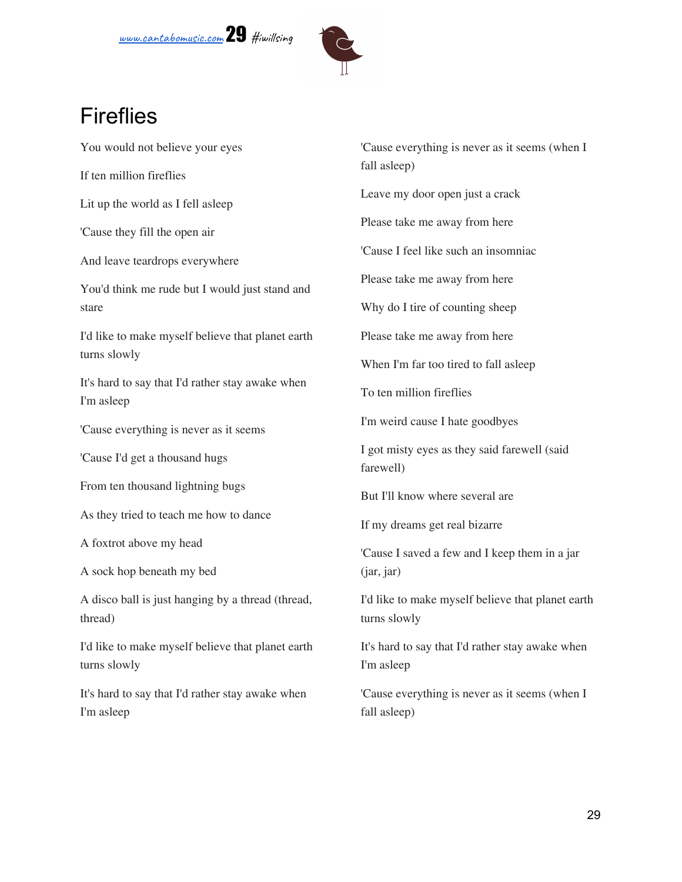# Fireflies

You would not believe your eyes

If ten million fireflies

Lit up the world as I fell asleep

'Cause they fill the open air

And leave teardrops everywhere

You'd think me rude but I would just stand and stare

I'd like to make myself believe that planet earth turns slowly

It's hard to say that I'd rather stay awake when I'm asleep

'Cause everything is never as it seems

'Cause I'd get a thousand hugs

From ten thousand lightning bugs

As they tried to teach me how to dance

A foxtrot above my head

A sock hop beneath my bed

A disco ball is just hanging by a thread (thread, thread)

I'd like to make myself believe that planet earth turns slowly

It's hard to say that I'd rather stay awake when I'm asleep

'Cause everything is never as it seems (when I fall asleep)

Leave my door open just a crack

Please take me away from here

'Cause I feel like such an insomniac

Please take me away from here

Why do I tire of counting sheep

Please take me away from here

When I'm far too tired to fall asleep

To ten million fireflies

I'm weird cause I hate goodbyes

I got misty eyes as they said farewell (said farewell)

But I'll know where several are

If my dreams get real bizarre

'Cause I saved a few and I keep them in a jar (jar, jar)

I'd like to make myself believe that planet earth turns slowly

It's hard to say that I'd rather stay awake when I'm asleep

'Cause everything is never as it seems (when I fall asleep)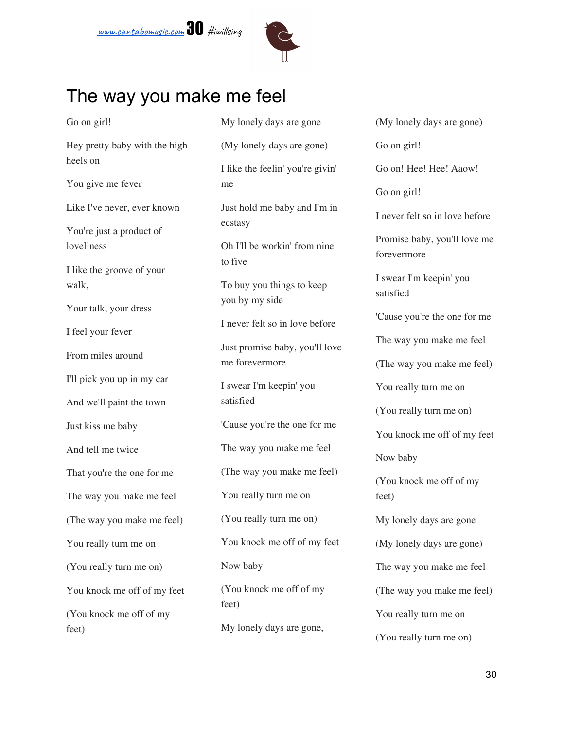# The way you make me feel

Go on girl!

Hey pretty baby with the high heels on

You give me fever

Like I've never, ever known

You're just a product of loveliness

I like the groove of your walk,

Your talk, your dress

I feel your fever

From miles around

I'll pick you up in my car

And we'll paint the town

Just kiss me baby

And tell me twice

That you're the one for me

The way you make me feel

(The way you make me feel)

You really turn me on

(You really turn me on)

You knock me off of my feet

(You knock me off of my feet)

My lonely days are gone

(My lonely days are gone)

I like the feelin' you're givin' me

Just hold me baby and I'm in ecstasy

Oh I'll be workin' from nine to five

To buy you things to keep you by my side

I never felt so in love before

Just promise baby, you'll love me forevermore

I swear I'm keepin' you satisfied

'Cause you're the one for me

The way you make me feel

(The way you make me feel)

You really turn me on

(You really turn me on)

You knock me off of my feet

Now baby

(You knock me off of my feet)

My lonely days are gone,

(My lonely days are gone)

Go on girl!

Go on! Hee! Hee! Aaow!

Go on girl!

I never felt so in love before

Promise baby, you'll love me forevermore

I swear I'm keepin' you satisfied

'Cause you're the one for me

The way you make me feel

(The way you make me feel)

You really turn me on

(You really turn me on)

You knock me off of my feet

Now baby

(You knock me off of my feet)

My lonely days are gone

(My lonely days are gone)

The way you make me feel

(The way you make me feel)

You really turn me on

(You really turn me on)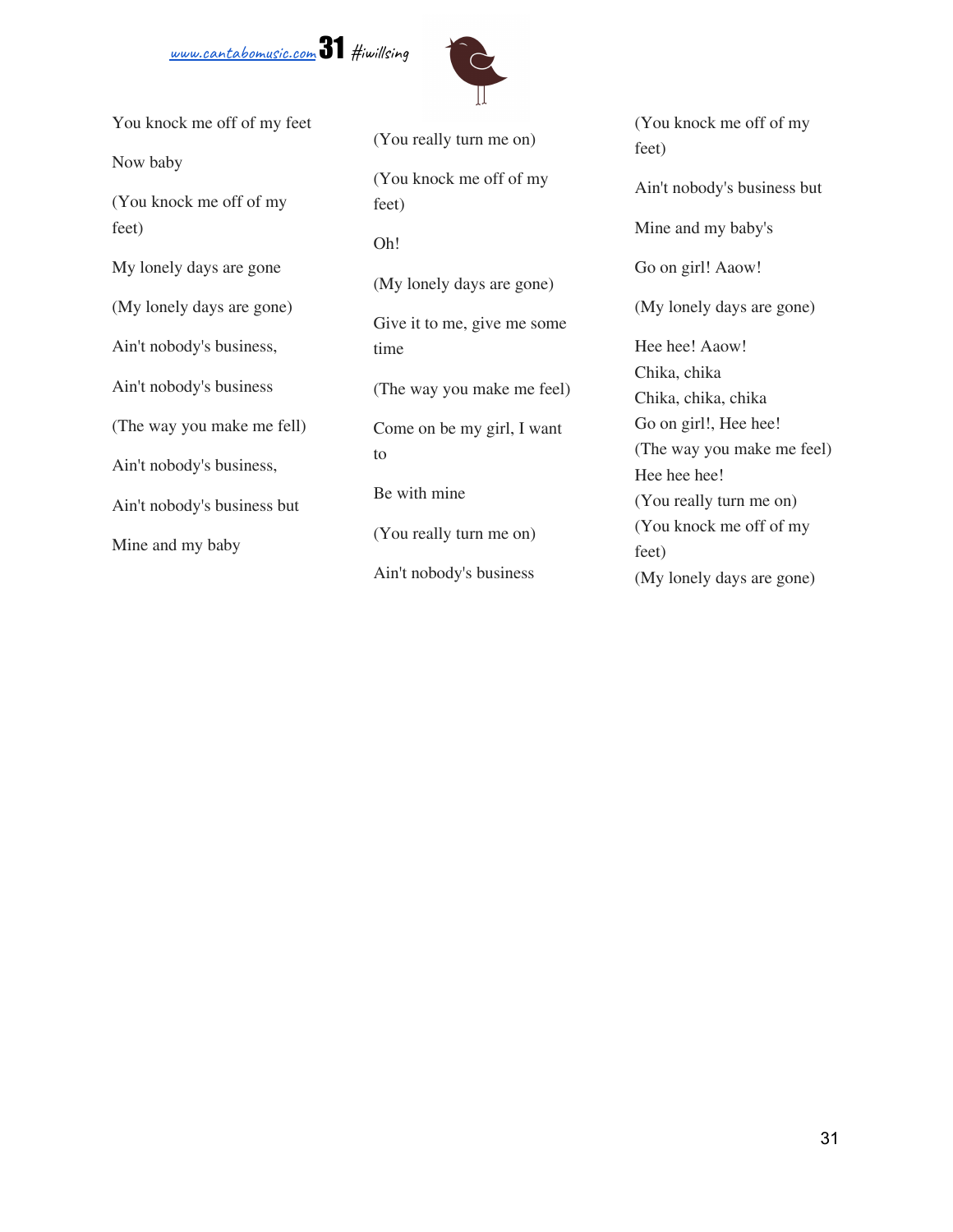You knock me off of my feet

Now baby

(You knock me off of my feet)

My lonely days are gone

(My lonely days are gone)

Ain't nobody's business,

Ain't nobody's business

(The way you make me fell)

Ain't nobody's business,

Ain't nobody's business but

Mine and my baby

(You really turn me on)

(You knock me off of my feet)

Oh!

(My lonely days are gone)

Give it to me, give me some time

(The way you make me feel)

Come on be my girl, I want to

Be with mine

(You really turn me on)

Ain't nobody's business

(You knock me off of my feet)

Ain't nobody's business but

Mine and my baby's

Go on girl! Aaow!

(My lonely days are gone)

Hee hee! Aaow!
Chika, chika
Chika, chika, chika
Go on girl!, Hee hee!
(The way you make me feel)
Hee hee hee!
(You really turn me on)
(You knock me off of my feet)
(My lonely days are gone)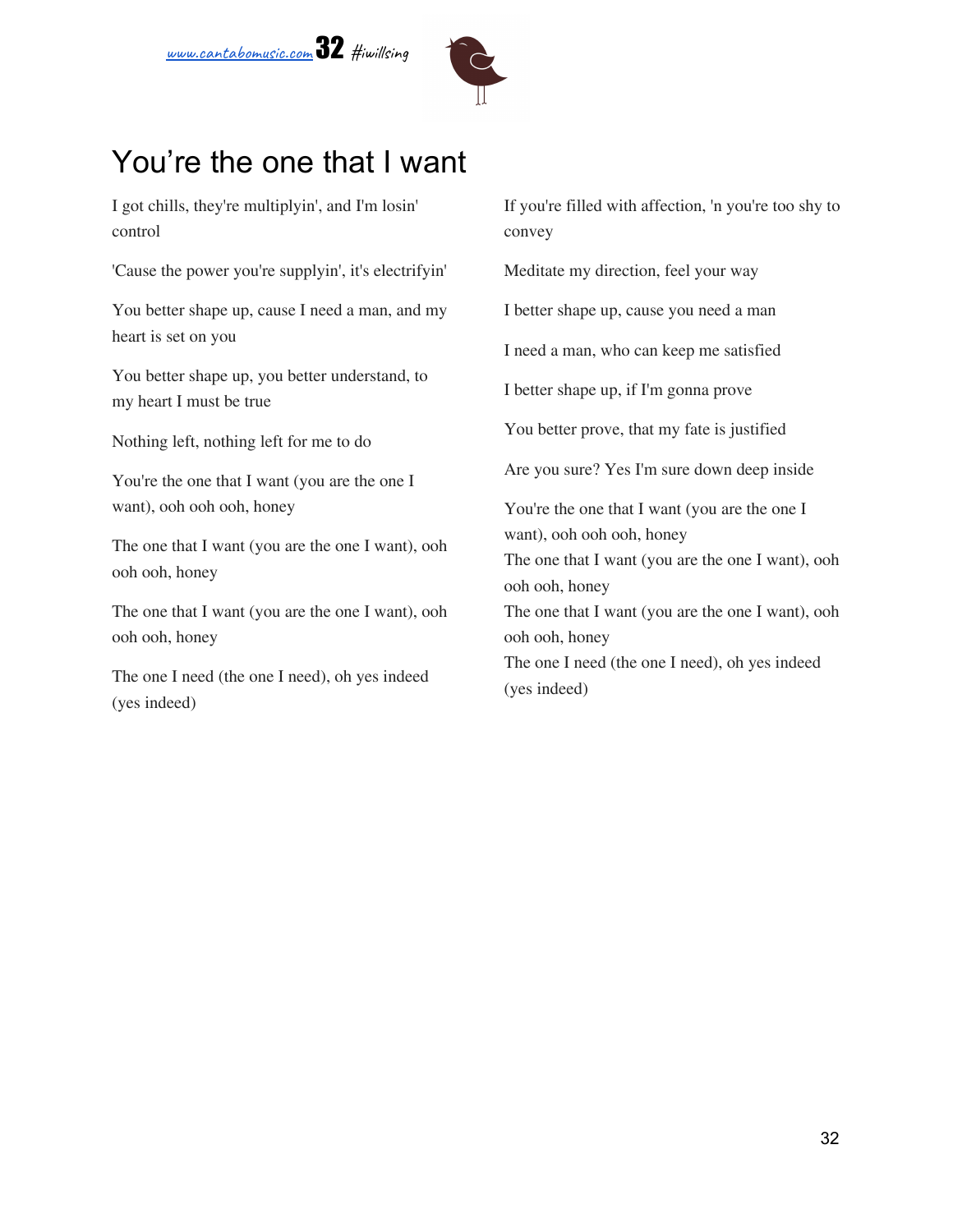# You're the one that I want

I got chills, they're multiplyin', and I'm losin' control

'Cause the power you're supplyin', it's electrifyin'

You better shape up, cause I need a man, and my heart is set on you

You better shape up, you better understand, to my heart I must be true

Nothing left, nothing left for me to do

You're the one that I want (you are the one I want), ooh ooh ooh, honey

The one that I want (you are the one I want), ooh ooh ooh, honey

The one that I want (you are the one I want), ooh ooh ooh, honey

The one I need (the one I need), oh yes indeed (yes indeed)

If you're filled with affection, 'n you're too shy to convey

Meditate my direction, feel your way

I better shape up, cause you need a man

I need a man, who can keep me satisfied

I better shape up, if I'm gonna prove

You better prove, that my fate is justified

Are you sure? Yes I'm sure down deep inside

You're the one that I want (you are the one I want), ooh ooh ooh, honey
The one that I want (you are the one I want), ooh ooh ooh, honey
The one that I want (you are the one I want), ooh ooh ooh, honey
The one I need (the one I need), oh yes indeed (yes indeed)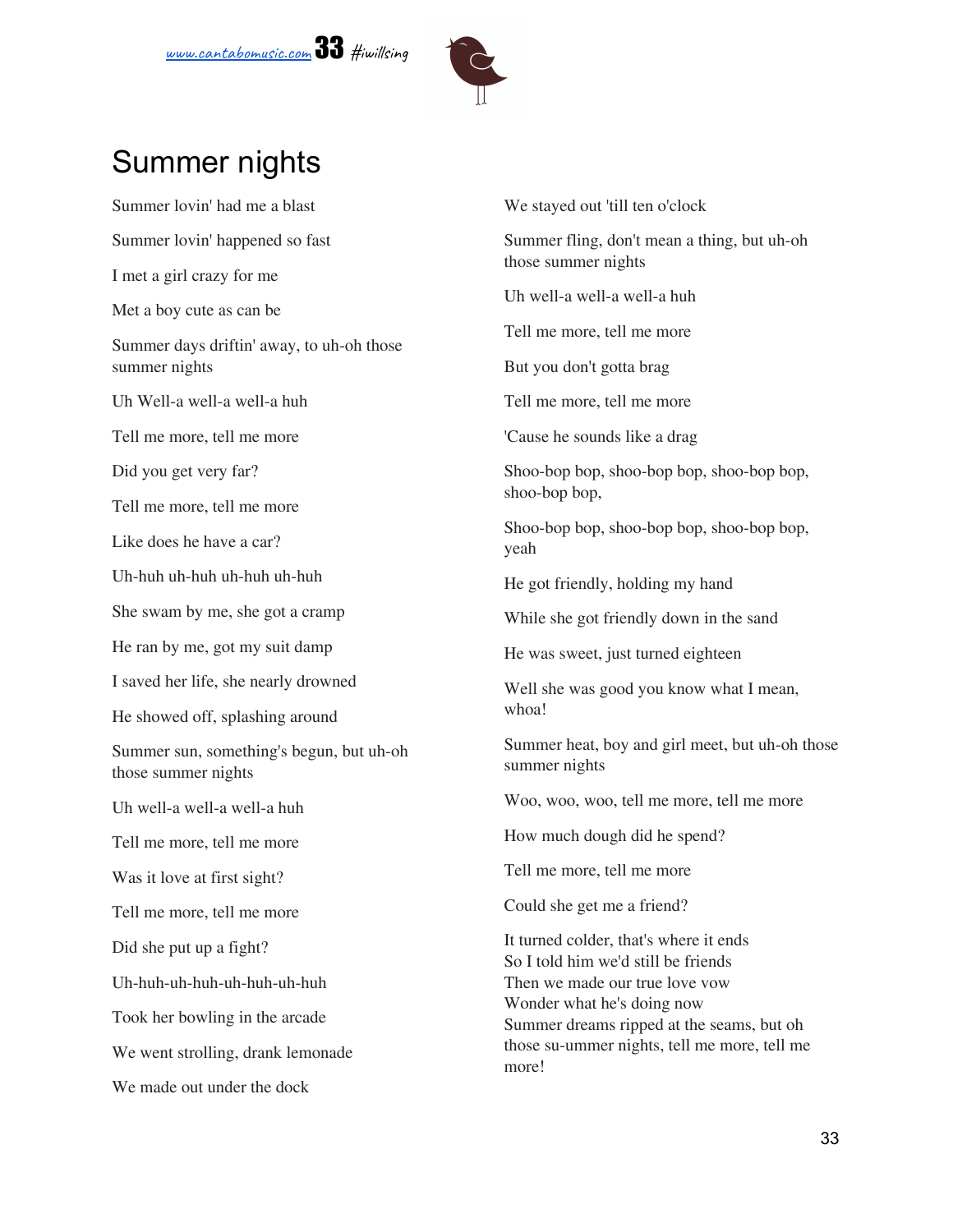# Summer nights

Summer lovin' had me a blast

Summer lovin' happened so fast

I met a girl crazy for me

Met a boy cute as can be

Summer days driftin' away, to uh-oh those summer nights

Uh Well-a well-a well-a huh

Tell me more, tell me more

Did you get very far?

Tell me more, tell me more

Like does he have a car?

Uh-huh uh-huh uh-huh uh-huh

She swam by me, she got a cramp

He ran by me, got my suit damp

I saved her life, she nearly drowned

He showed off, splashing around

Summer sun, something's begun, but uh-oh those summer nights

Uh well-a well-a well-a huh

Tell me more, tell me more

Was it love at first sight?

Tell me more, tell me more

Did she put up a fight?

Uh-huh-uh-huh-uh-huh-uh-huh

Took her bowling in the arcade

We went strolling, drank lemonade

We made out under the dock

We stayed out 'till ten o'clock

Summer fling, don't mean a thing, but uh-oh those summer nights

Uh well-a well-a well-a huh

Tell me more, tell me more

But you don't gotta brag

Tell me more, tell me more

'Cause he sounds like a drag

Shoo-bop bop, shoo-bop bop, shoo-bop bop, shoo-bop bop,

Shoo-bop bop, shoo-bop bop, shoo-bop bop, yeah

He got friendly, holding my hand

While she got friendly down in the sand

He was sweet, just turned eighteen

Well she was good you know what I mean, whoa!

Summer heat, boy and girl meet, but uh-oh those summer nights

Woo, woo, woo, tell me more, tell me more

How much dough did he spend?

Tell me more, tell me more

Could she get me a friend?

It turned colder, that's where it ends
So I told him we'd still be friends
Then we made our true love vow
Wonder what he's doing now
Summer dreams ripped at the seams, but oh those su-ummer nights, tell me more, tell me more!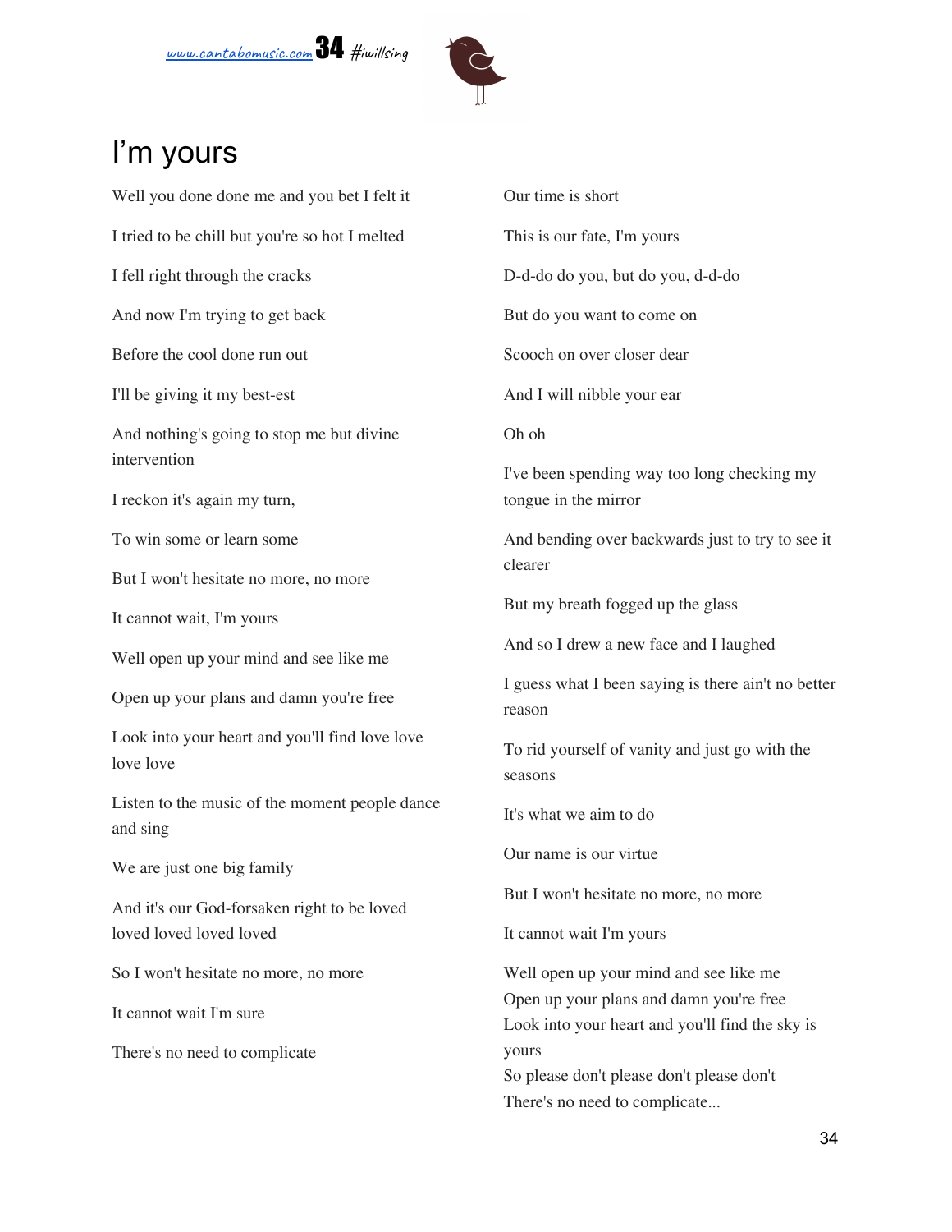# I'm yours

Well you done done me and you bet I felt it

I tried to be chill but you're so hot I melted

I fell right through the cracks

And now I'm trying to get back

Before the cool done run out

I'll be giving it my best-est

And nothing's going to stop me but divine intervention

I reckon it's again my turn,

To win some or learn some

But I won't hesitate no more, no more

It cannot wait, I'm yours

Well open up your mind and see like me

Open up your plans and damn you're free

Look into your heart and you'll find love love love love

Listen to the music of the moment people dance and sing

We are just one big family

And it's our God-forsaken right to be loved loved loved loved loved

So I won't hesitate no more, no more

It cannot wait I'm sure

There's no need to complicate

Our time is short

This is our fate, I'm yours

D-d-do do you, but do you, d-d-do

But do you want to come on

Scooch on over closer dear

And I will nibble your ear

Oh oh

I've been spending way too long checking my tongue in the mirror

And bending over backwards just to try to see it clearer

But my breath fogged up the glass

And so I drew a new face and I laughed

I guess what I been saying is there ain't no better reason

To rid yourself of vanity and just go with the seasons

It's what we aim to do

Our name is our virtue

But I won't hesitate no more, no more

It cannot wait I'm yours

Well open up your mind and see like me
Open up your plans and damn you're free
Look into your heart and you'll find the sky is yours
So please don't please don't please don't
There's no need to complicate...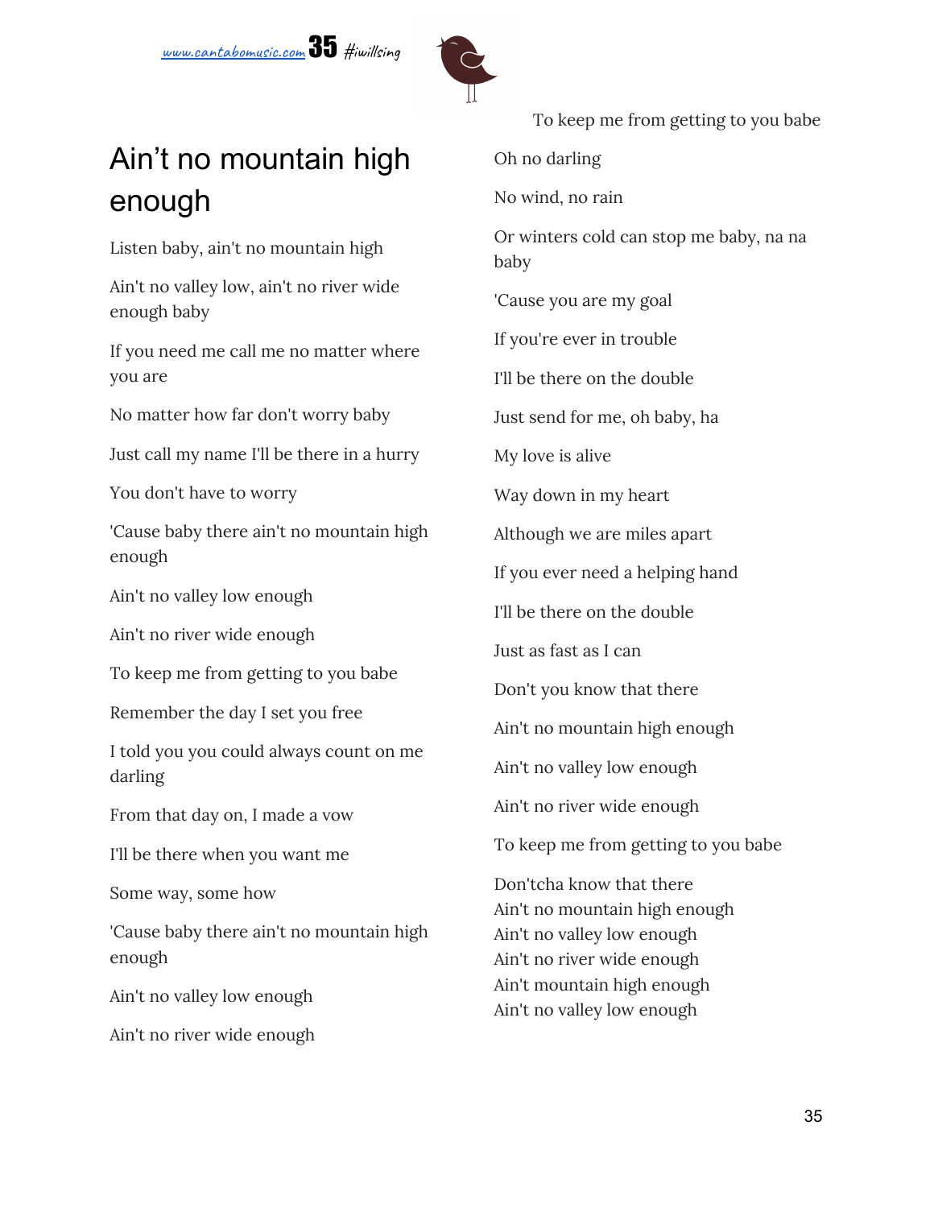# Ain't no mountain high enough

Listen baby, ain't no mountain high

Ain't no valley low, ain't no river wide enough baby

If you need me call me no matter where you are

No matter how far don't worry baby

Just call my name I'll be there in a hurry

You don't have to worry

'Cause baby there ain't no mountain high enough

Ain't no valley low enough

Ain't no river wide enough

To keep me from getting to you babe

Remember the day I set you free

I told you you could always count on me darling

From that day on, I made a vow

I'll be there when you want me

Some way, some how

'Cause baby there ain't no mountain high enough

Ain't no valley low enough

Ain't no river wide enough

To keep me from getting to you babe

Oh no darling

No wind, no rain

Or winters cold can stop me baby, na na baby

'Cause you are my goal

If you're ever in trouble

I'll be there on the double

Just send for me, oh baby, ha

My love is alive

Way down in my heart

Although we are miles apart

If you ever need a helping hand

I'll be there on the double

Just as fast as I can

Don't you know that there

Ain't no mountain high enough

Ain't no valley low enough

Ain't no river wide enough

To keep me from getting to you babe

Don'tcha know that there
Ain't no mountain high enough
Ain't no valley low enough
Ain't no river wide enough
Ain't mountain high enough
Ain't no valley low enough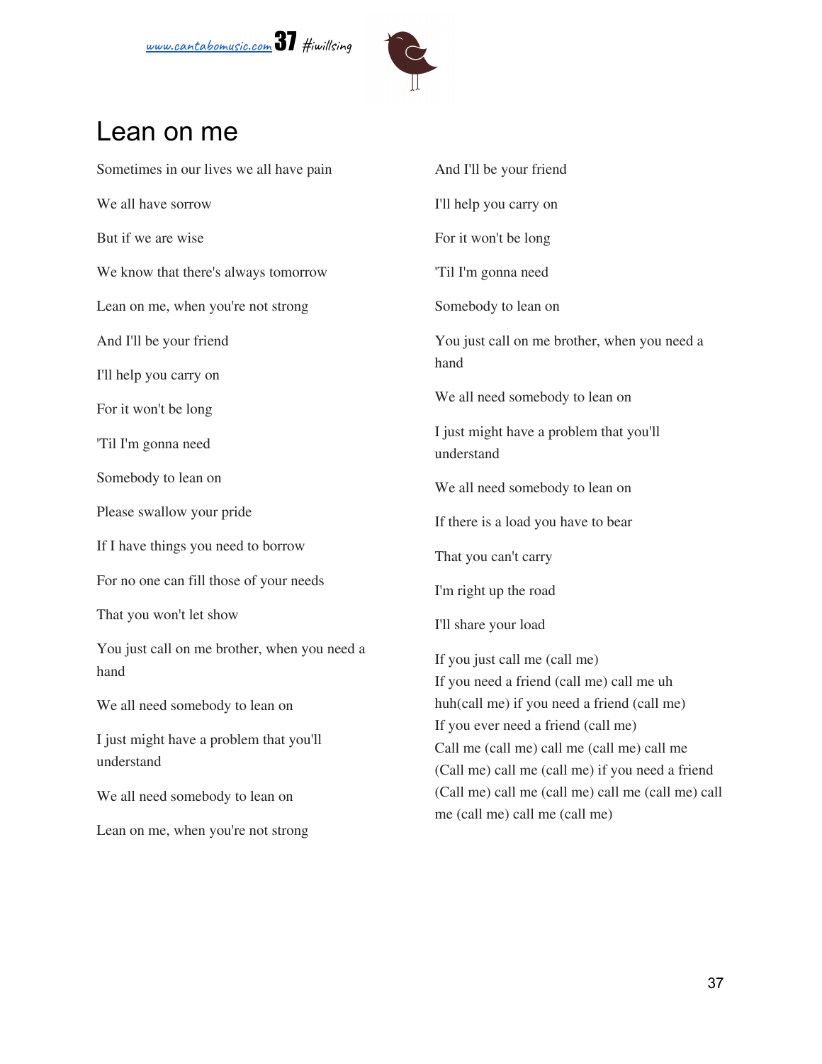# Lean on me

Sometimes in our lives we all have pain

We all have sorrow

But if we are wise

We know that there's always tomorrow

Lean on me, when you're not strong

And I'll be your friend

I'll help you carry on

For it won't be long

'Til I'm gonna need

Somebody to lean on

Please swallow your pride

If I have things you need to borrow

For no one can fill those of your needs

That you won't let show

You just call on me brother, when you need a hand

We all need somebody to lean on

I just might have a problem that you'll understand

We all need somebody to lean on

Lean on me, when you're not strong

And I'll be your friend

I'll help you carry on

For it won't be long

'Til I'm gonna need

Somebody to lean on

You just call on me brother, when you need a hand

We all need somebody to lean on

I just might have a problem that you'll understand

We all need somebody to lean on

If there is a load you have to bear

That you can't carry

I'm right up the road

I'll share your load

If you just call me (call me)
If you need a friend (call me) call me uh huh(call me) if you need a friend (call me)
If you ever need a friend (call me)
Call me (call me) call me (call me) call me
(Call me) call me (call me) if you need a friend
(Call me) call me (call me) call me (call me) call me (call me) call me (call me)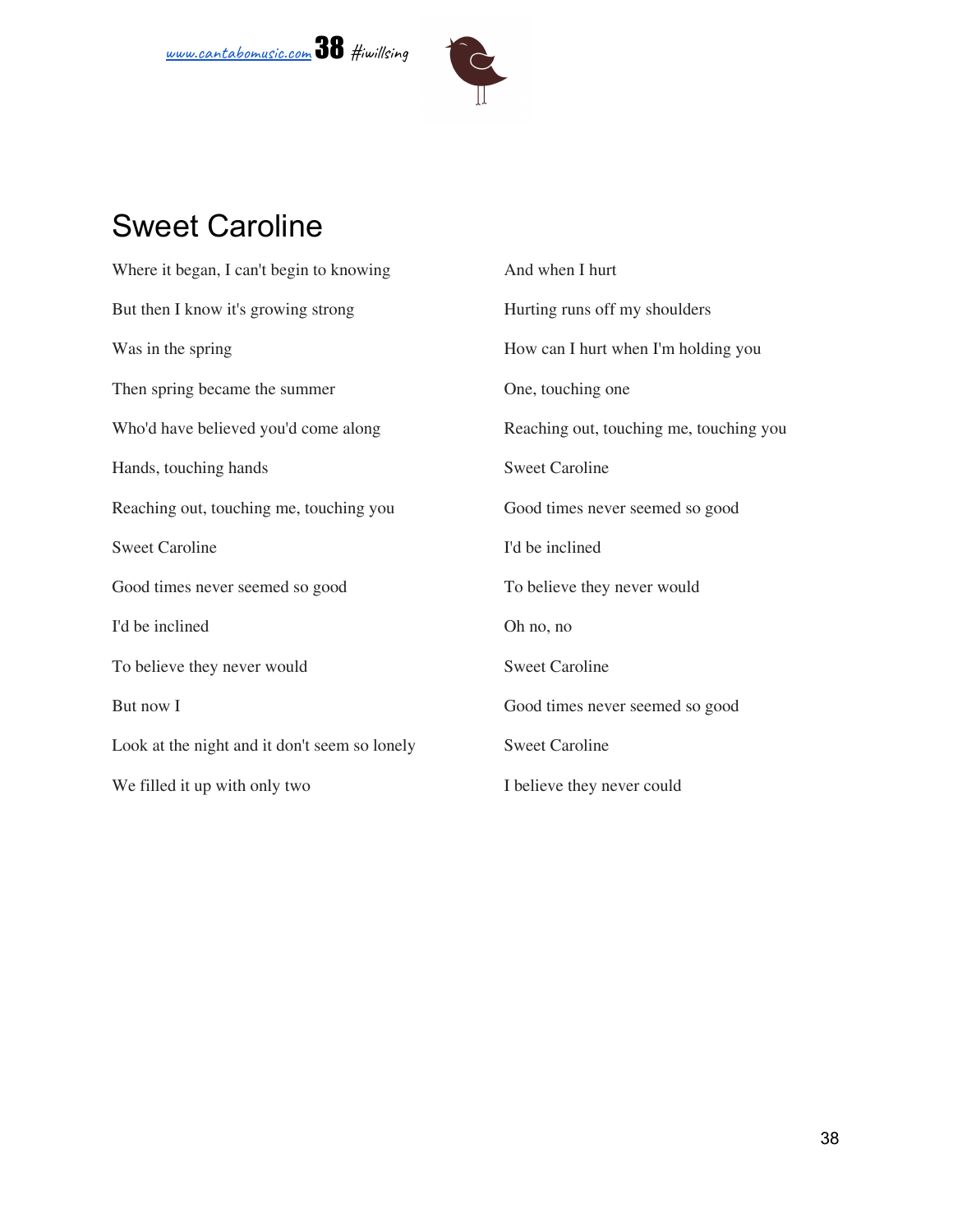# Sweet Caroline

Where it began, I can't begin to knowing

But then I know it's growing strong

Was in the spring

Then spring became the summer

Who'd have believed you'd come along

Hands, touching hands

Reaching out, touching me, touching you

Sweet Caroline

Good times never seemed so good

I'd be inclined

To believe they never would

But now I

Look at the night and it don't seem so lonely

We filled it up with only two

And when I hurt

Hurting runs off my shoulders

How can I hurt when I'm holding you

One, touching one

Reaching out, touching me, touching you

Sweet Caroline

Good times never seemed so good

I'd be inclined

To believe they never would

Oh no, no

Sweet Caroline

Good times never seemed so good

Sweet Caroline

I believe they never could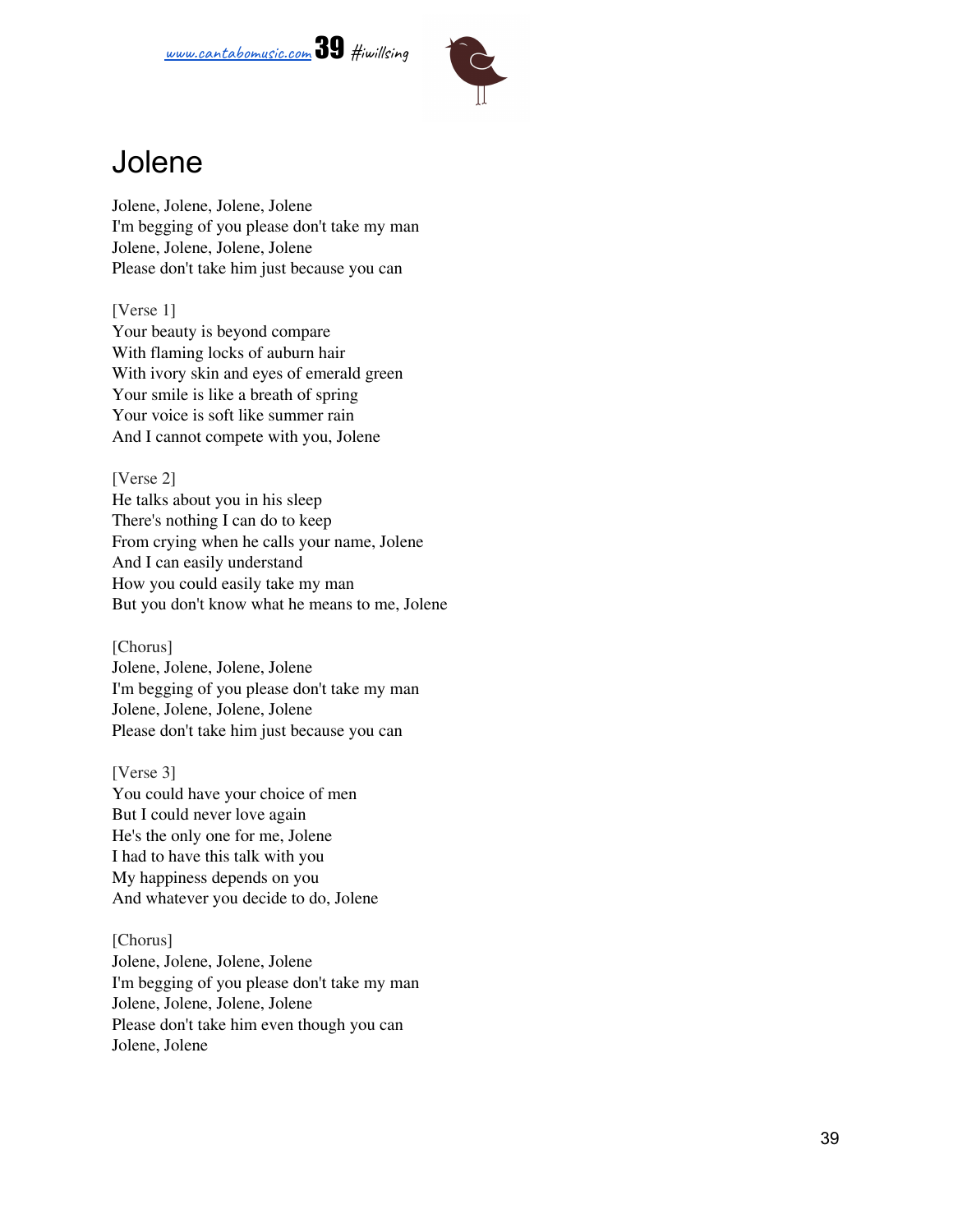# Jolene

Jolene, Jolene, Jolene, Jolene
I'm begging of you please don't take my man
Jolene, Jolene, Jolene, Jolene
Please don't take him just because you can

[Verse 1]
Your beauty is beyond compare
With flaming locks of auburn hair
With ivory skin and eyes of emerald green
Your smile is like a breath of spring
Your voice is soft like summer rain
And I cannot compete with you, Jolene

[Verse 2]
He talks about you in his sleep
There's nothing I can do to keep
From crying when he calls your name, Jolene
And I can easily understand
How you could easily take my man
But you don't know what he means to me, Jolene

[Chorus]
Jolene, Jolene, Jolene, Jolene
I'm begging of you please don't take my man
Jolene, Jolene, Jolene, Jolene
Please don't take him just because you can

[Verse 3]
You could have your choice of men
But I could never love again
He's the only one for me, Jolene
I had to have this talk with you
My happiness depends on you
And whatever you decide to do, Jolene

[Chorus]
Jolene, Jolene, Jolene, Jolene
I'm begging of you please don't take my man
Jolene, Jolene, Jolene, Jolene
Please don't take him even though you can
Jolene, Jolene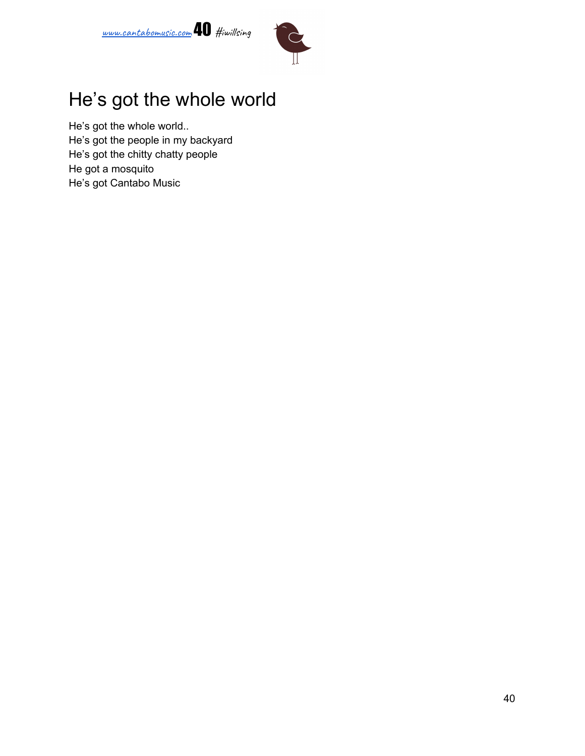# He's got the whole world

He's got the whole world..
He's got the people in my backyard
He's got the chitty chatty people
He got a mosquito
He's got Cantabo Music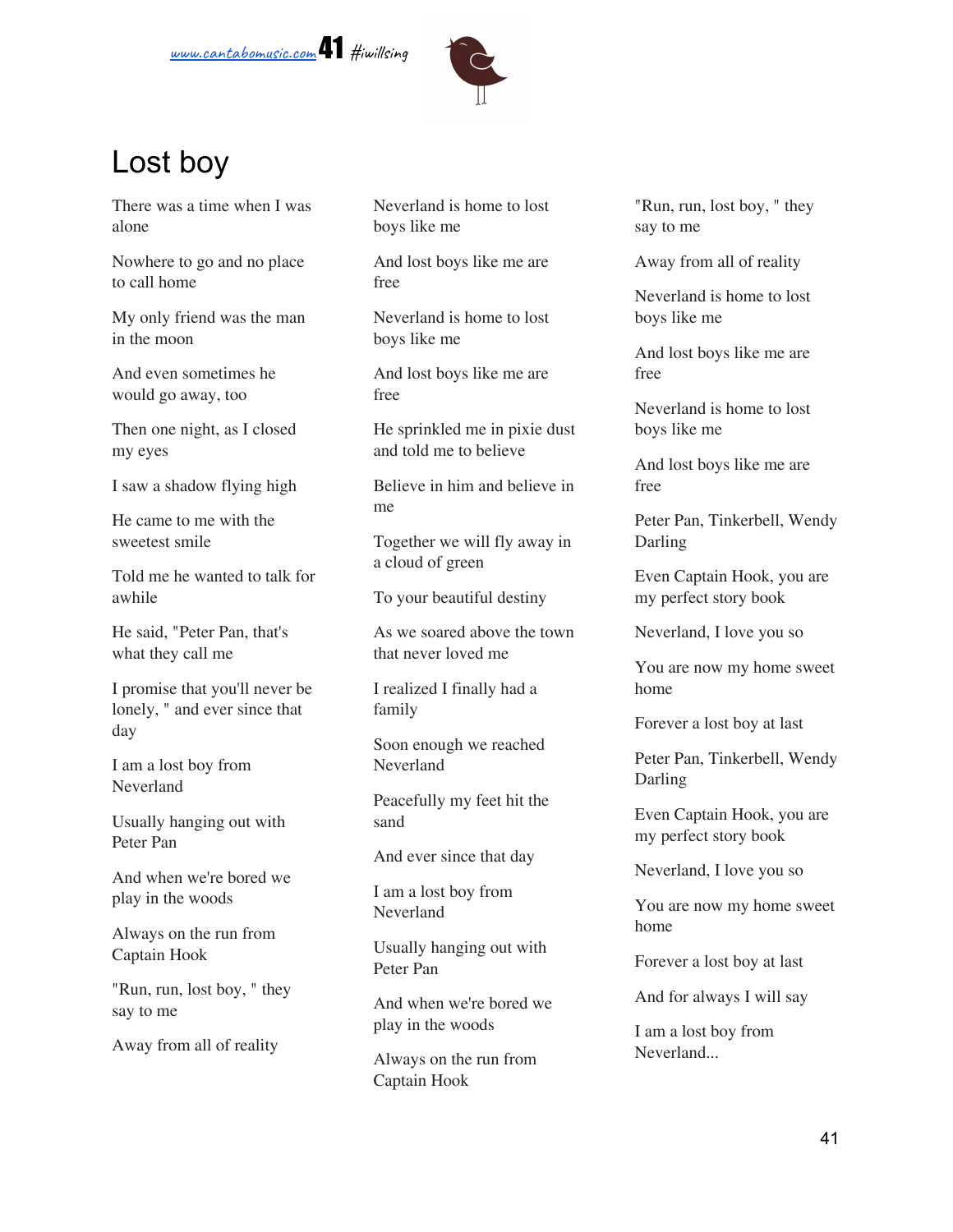# Lost boy

There was a time when I was alone

Nowhere to go and no place to call home

My only friend was the man in the moon

And even sometimes he would go away, too

Then one night, as I closed my eyes

I saw a shadow flying high

He came to me with the sweetest smile

Told me he wanted to talk for awhile

He said, "Peter Pan, that's what they call me

I promise that you'll never be lonely, " and ever since that day

I am a lost boy from Neverland

Usually hanging out with Peter Pan

And when we're bored we play in the woods

Always on the run from Captain Hook

"Run, run, lost boy, " they say to me

Away from all of reality

Neverland is home to lost boys like me

And lost boys like me are free

Neverland is home to lost boys like me

And lost boys like me are free

He sprinkled me in pixie dust and told me to believe

Believe in him and believe in me

Together we will fly away in a cloud of green

To your beautiful destiny

As we soared above the town that never loved me

I realized I finally had a family

Soon enough we reached Neverland

Peacefully my feet hit the sand

And ever since that day

I am a lost boy from Neverland

Usually hanging out with Peter Pan

And when we're bored we play in the woods

Always on the run from Captain Hook

"Run, run, lost boy, " they say to me

Away from all of reality

Neverland is home to lost boys like me

And lost boys like me are free

Neverland is home to lost boys like me

And lost boys like me are free

Peter Pan, Tinkerbell, Wendy Darling

Even Captain Hook, you are my perfect story book

Neverland, I love you so

You are now my home sweet home

Forever a lost boy at last

Peter Pan, Tinkerbell, Wendy Darling

Even Captain Hook, you are my perfect story book

Neverland, I love you so

You are now my home sweet home

Forever a lost boy at last

And for always I will say

I am a lost boy from Neverland...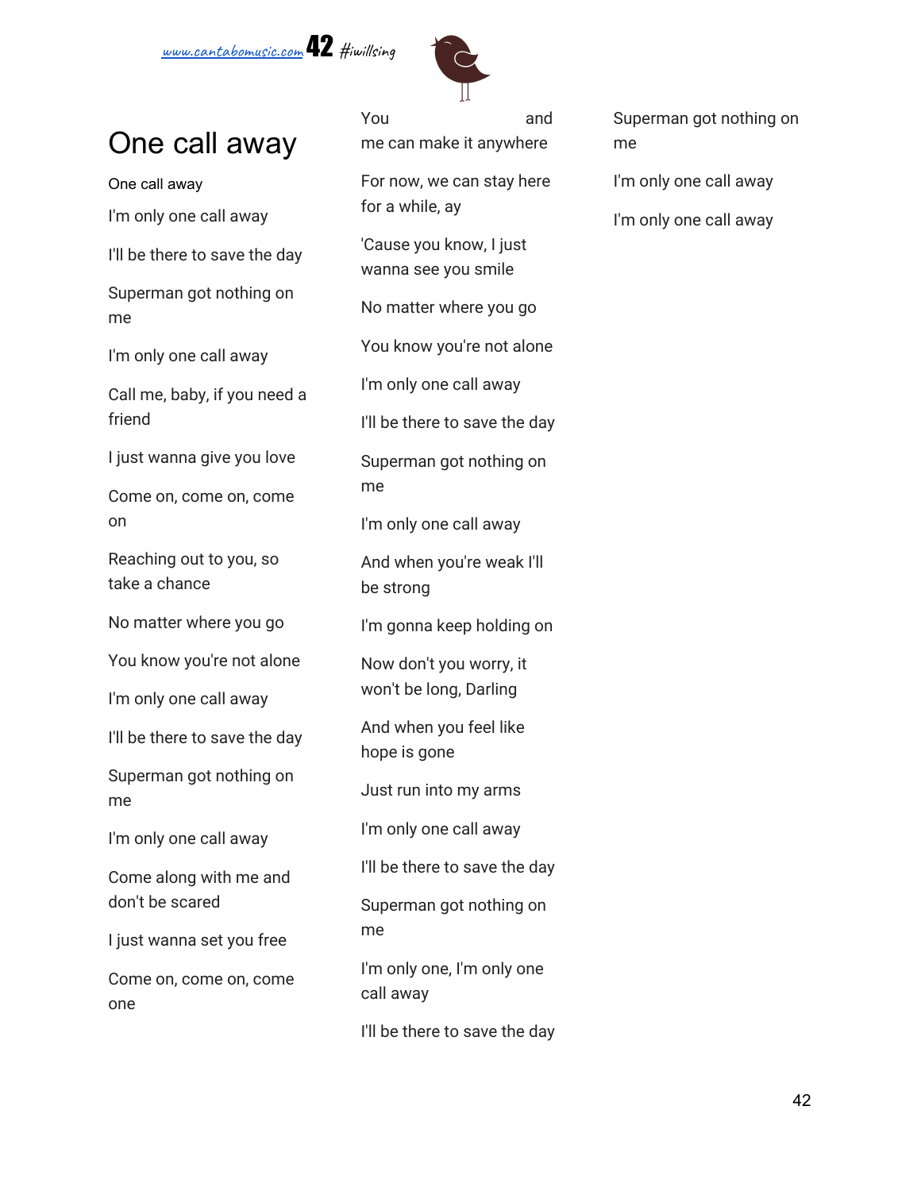# One call away

One call away

I'm only one call away

I'll be there to save the day

Superman got nothing on me

I'm only one call away

Call me, baby, if you need a friend

I just wanna give you love

Come on, come on, come on

Reaching out to you, so take a chance

No matter where you go

You know you're not alone

I'm only one call away

I'll be there to save the day

Superman got nothing on me

I'm only one call away

Come along with me and don't be scared

I just wanna set you free

Come on, come on, come one

You and me can make it anywhere

For now, we can stay here for a while, ay

'Cause you know, I just wanna see you smile

No matter where you go

You know you're not alone

I'm only one call away

I'll be there to save the day

Superman got nothing on me

I'm only one call away

And when you're weak I'll be strong

I'm gonna keep holding on

Now don't you worry, it won't be long, Darling

And when you feel like hope is gone

Just run into my arms

I'm only one call away

I'll be there to save the day

Superman got nothing on me

I'm only one, I'm only one call away

I'll be there to save the day

Superman got nothing on me

I'm only one call away

I'm only one call away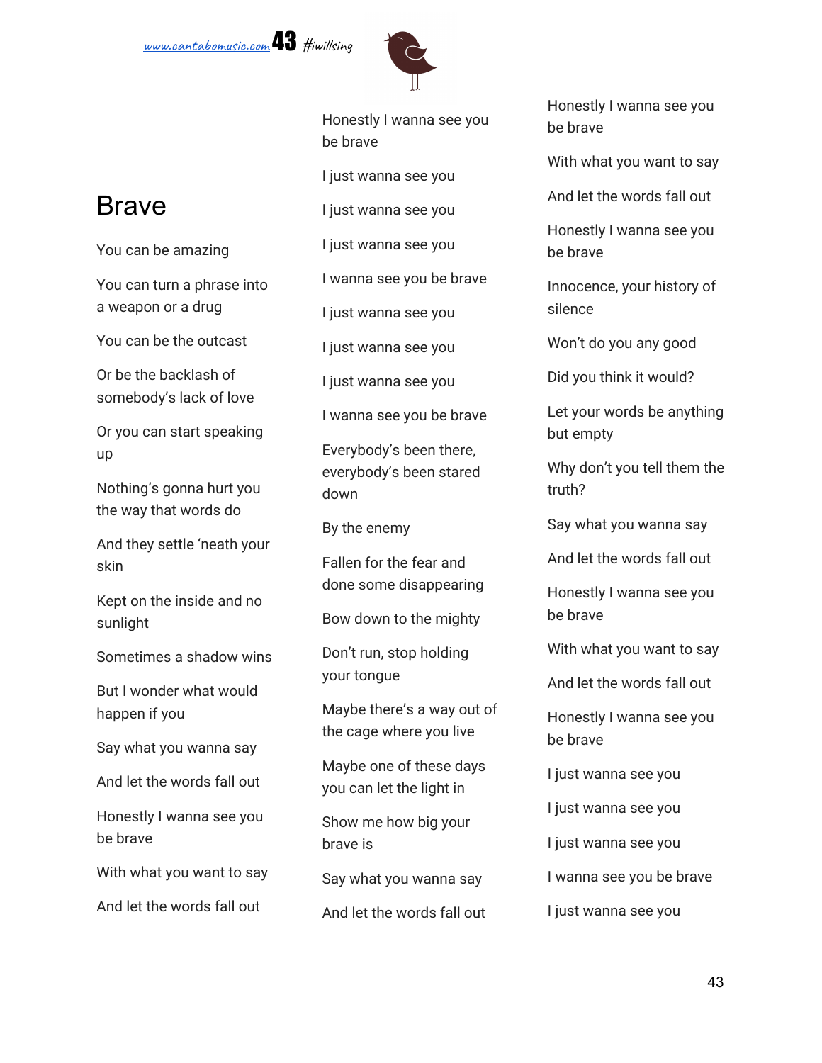# Brave

You can be amazing

You can turn a phrase into a weapon or a drug

You can be the outcast

Or be the backlash of somebody's lack of love

Or you can start speaking up

Nothing's gonna hurt you the way that words do

And they settle 'neath your skin

Kept on the inside and no sunlight

Sometimes a shadow wins

But I wonder what would happen if you

Say what you wanna say

And let the words fall out

Honestly I wanna see you be brave

With what you want to say

And let the words fall out

Honestly I wanna see you be brave

I just wanna see you

I just wanna see you

I just wanna see you

I wanna see you be brave

I just wanna see you

I just wanna see you

I just wanna see you

I wanna see you be brave

Everybody's been there, everybody's been stared down

By the enemy

Fallen for the fear and done some disappearing

Bow down to the mighty

Don't run, stop holding your tongue

Maybe there's a way out of the cage where you live

Maybe one of these days you can let the light in

Show me how big your brave is

Say what you wanna say

And let the words fall out

Honestly I wanna see you be brave

With what you want to say

And let the words fall out

Honestly I wanna see you be brave

Innocence, your history of silence

Won't do you any good

Did you think it would?

Let your words be anything but empty

Why don't you tell them the truth?

Say what you wanna say

And let the words fall out

Honestly I wanna see you be brave

With what you want to say

And let the words fall out

Honestly I wanna see you be brave

I just wanna see you

I just wanna see you

I just wanna see you

I wanna see you be brave

I just wanna see you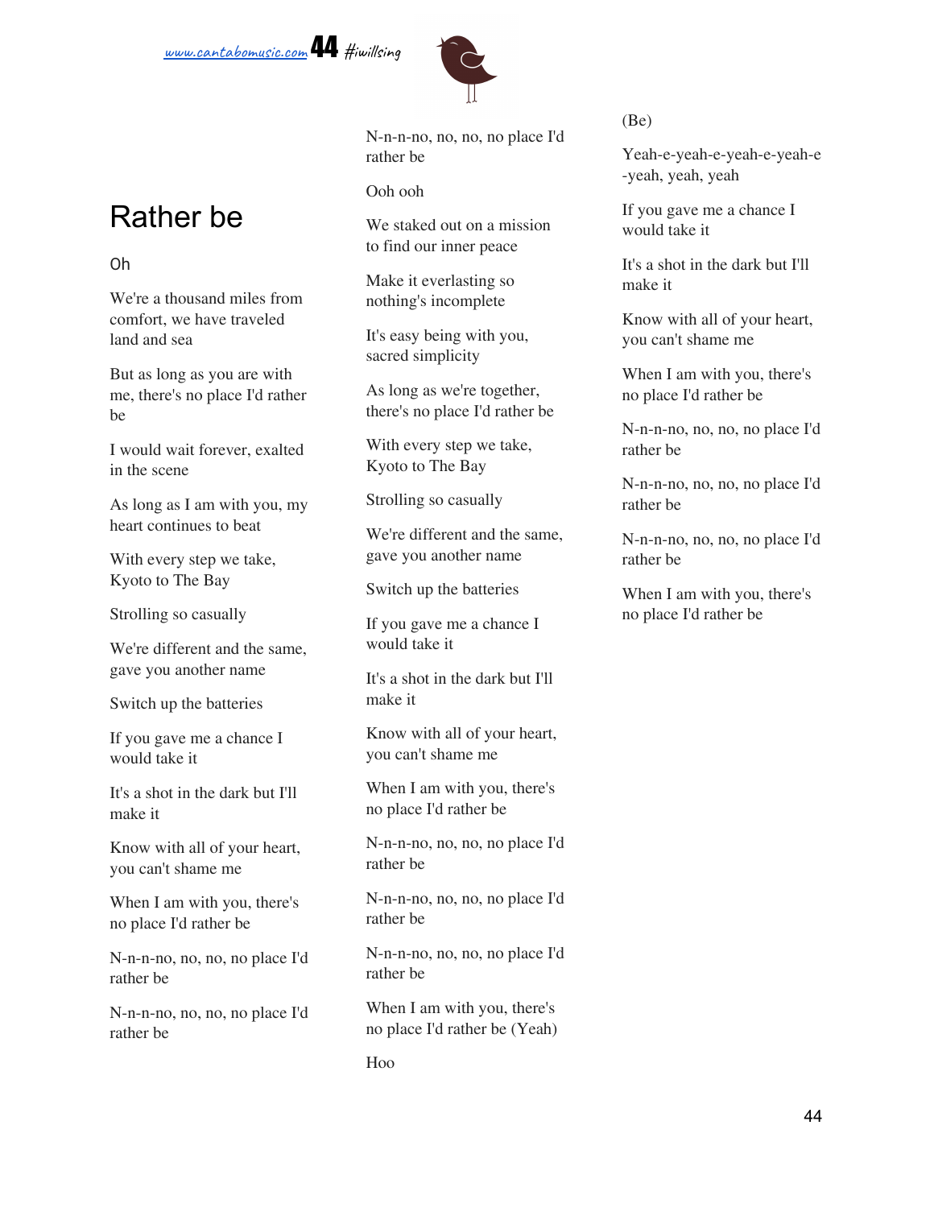# Rather be

Oh

We're a thousand miles from comfort, we have traveled land and sea

But as long as you are with me, there's no place I'd rather be

I would wait forever, exalted in the scene

As long as I am with you, my heart continues to beat

With every step we take, Kyoto to The Bay

Strolling so casually

We're different and the same, gave you another name

Switch up the batteries

If you gave me a chance I would take it

It's a shot in the dark but I'll make it

Know with all of your heart, you can't shame me

When I am with you, there's no place I'd rather be

N-n-n-no, no, no, no place I'd rather be

N-n-n-no, no, no, no place I'd rather be

N-n-n-no, no, no, no place I'd rather be

Ooh ooh

We staked out on a mission to find our inner peace

Make it everlasting so nothing's incomplete

It's easy being with you, sacred simplicity

As long as we're together, there's no place I'd rather be

With every step we take, Kyoto to The Bay

Strolling so casually

We're different and the same, gave you another name

Switch up the batteries

If you gave me a chance I would take it

It's a shot in the dark but I'll make it

Know with all of your heart, you can't shame me

When I am with you, there's no place I'd rather be

N-n-n-no, no, no, no place I'd rather be

N-n-n-no, no, no, no place I'd rather be

N-n-n-no, no, no, no place I'd rather be

When I am with you, there's no place I'd rather be (Yeah)

Hoo

(Be)

Yeah-e-yeah-e-yeah-e-yeah-e-yeah, yeah, yeah

If you gave me a chance I would take it

It's a shot in the dark but I'll make it

Know with all of your heart, you can't shame me

When I am with you, there's no place I'd rather be

N-n-n-no, no, no, no place I'd rather be

N-n-n-no, no, no, no place I'd rather be

N-n-n-no, no, no, no place I'd rather be

When I am with you, there's no place I'd rather be